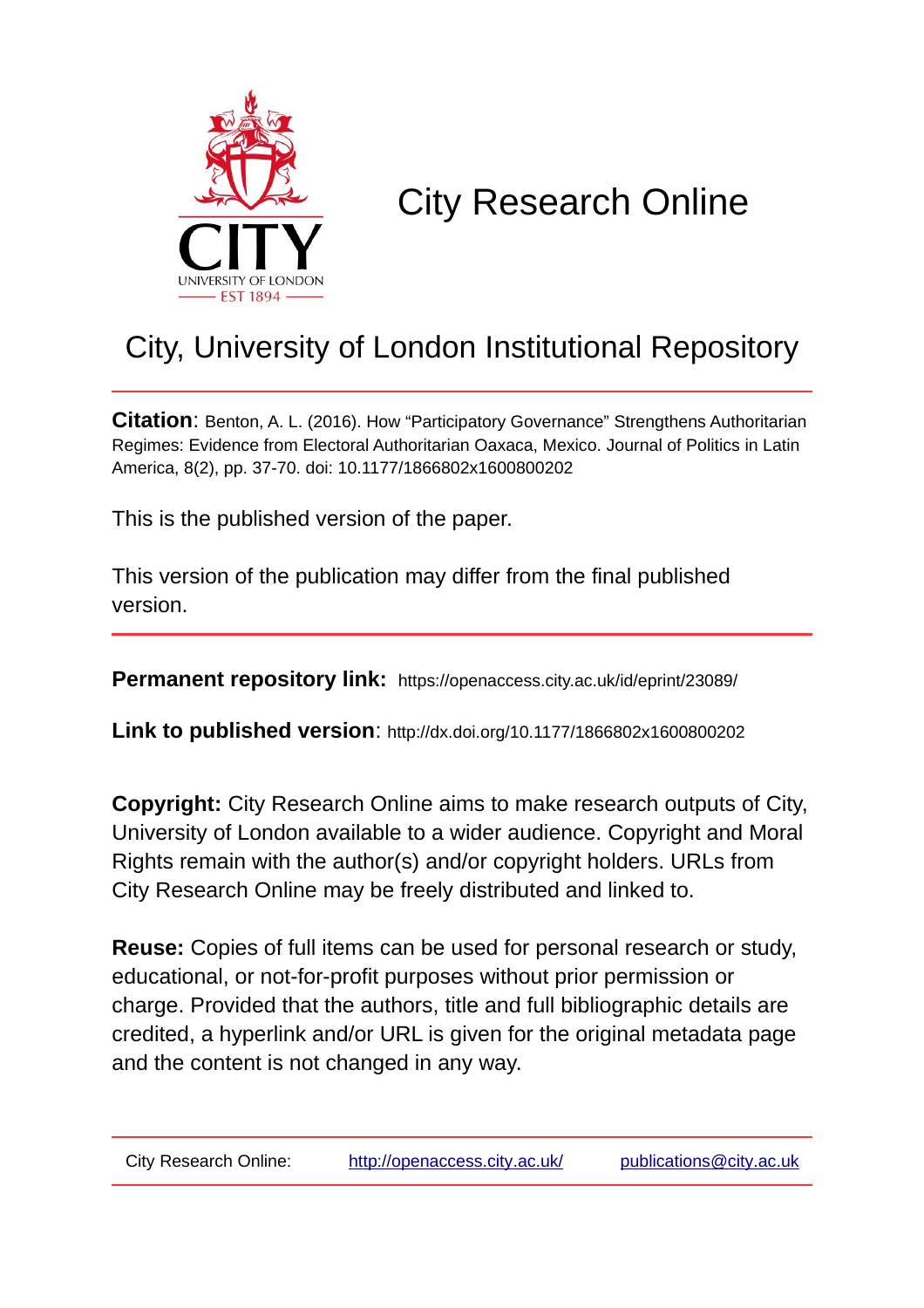# City Research Online

## City, University of London Institutional Repository

**Citation**: Benton, A. L. (2016). How "Participatory Governance" Strengthens Authoritarian Regimes: Evidence from Electoral Authoritarian Oaxaca, Mexico. Journal of Politics in Latin America, 8(2), pp. 37-70. doi: 10.1177/1866802x1600800202

This is the published version of the paper.

This version of the publication may differ from the final published version.

**Permanent repository link:** https://openaccess.city.ac.uk/id/eprint/23089/

**Link to published version**: http://dx.doi.org/10.1177/1866802x1600800202

**Copyright:** City Research Online aims to make research outputs of City, University of London available to a wider audience. Copyright and Moral Rights remain with the author(s) and/or copyright holders. URLs from City Research Online may be freely distributed and linked to.

**Reuse:** Copies of full items can be used for personal research or study, educational, or not-for-profit purposes without prior permission or charge. Provided that the authors, title and full bibliographic details are credited, a hyperlink and/or URL is given for the original metadata page and the content is not changed in any way.

City Research Online: http://openaccess.city.ac.uk/ publications@city.ac.uk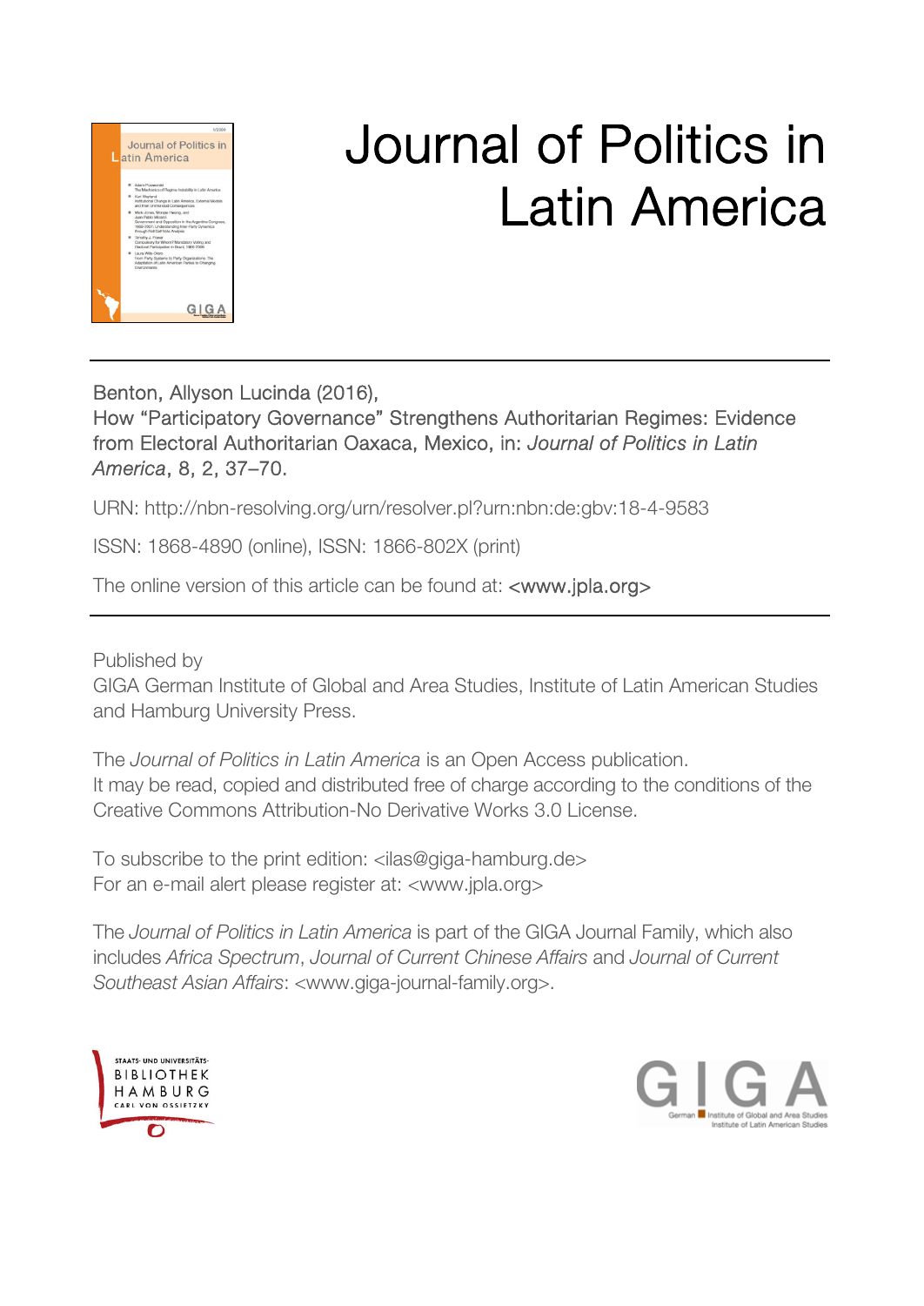# Journal of Politics in Latin America

Benton, Allyson Lucinda (2016),
How “Participatory Governance” Strengthens Authoritarian Regimes: Evidence from Electoral Authoritarian Oaxaca, Mexico, in: *Journal of Politics in Latin America*, 8, 2, 37–70.

URN: http://nbn-resolving.org/urn/resolver.pl?urn:nbn:de:gbv:18-4-9583

ISSN: 1868-4890 (online), ISSN: 1866-802X (print)

The online version of this article can be found at: <www.jpla.org>

---

Published by
GIGA German Institute of Global and Area Studies, Institute of Latin American Studies and Hamburg University Press.

The *Journal of Politics in Latin America* is an Open Access publication.
It may be read, copied and distributed free of charge according to the conditions of the Creative Commons Attribution-No Derivative Works 3.0 License.

To subscribe to the print edition: <ilas@giga-hamburg.de>
For an e-mail alert please register at: <www.jpla.org>

The *Journal of Politics in Latin America* is part of the GIGA Journal Family, which also includes *Africa Spectrum*, *Journal of Current Chinese Affairs* and *Journal of Current Southeast Asian Affairs*: <www.giga-journal-family.org>.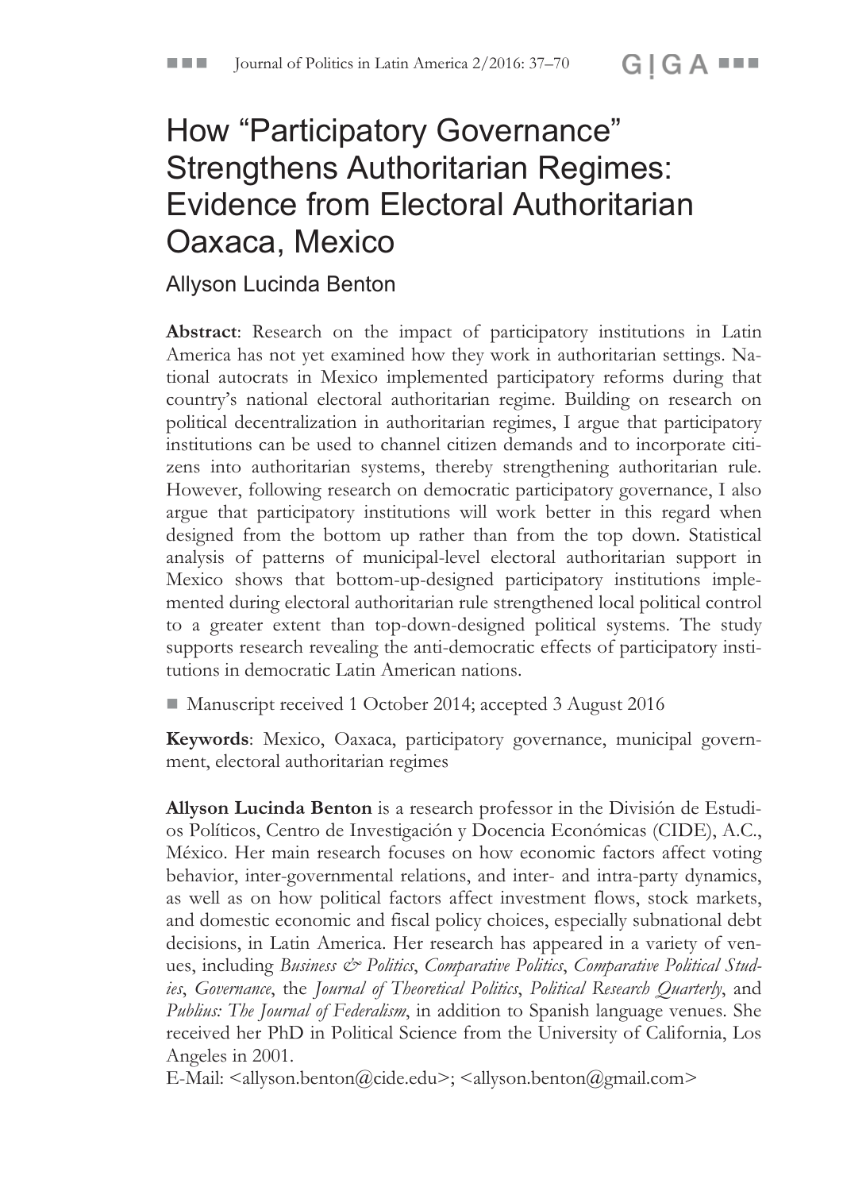# How "Participatory Governance" Strengthens Authoritarian Regimes: Evidence from Electoral Authoritarian Oaxaca, Mexico

Allyson Lucinda Benton

**Abstract**: Research on the impact of participatory institutions in Latin America has not yet examined how they work in authoritarian settings. National autocrats in Mexico implemented participatory reforms during that country's national electoral authoritarian regime. Building on research on political decentralization in authoritarian regimes, I argue that participatory institutions can be used to channel citizen demands and to incorporate citizens into authoritarian systems, thereby strengthening authoritarian rule. However, following research on democratic participatory governance, I also argue that participatory institutions will work better in this regard when designed from the bottom up rather than from the top down. Statistical analysis of patterns of municipal-level electoral authoritarian support in Mexico shows that bottom-up-designed participatory institutions implemented during electoral authoritarian rule strengthened local political control to a greater extent than top-down-designed political systems. The study supports research revealing the anti-democratic effects of participatory institutions in democratic Latin American nations.

- Manuscript received 1 October 2014; accepted 3 August 2016

**Keywords**: Mexico, Oaxaca, participatory governance, municipal government, electoral authoritarian regimes

**Allyson Lucinda Benton** is a research professor in the División de Estudios Políticos, Centro de Investigación y Docencia Económicas (CIDE), A.C., México. Her main research focuses on how economic factors affect voting behavior, inter-governmental relations, and inter- and intra-party dynamics, as well as on how political factors affect investment flows, stock markets, and domestic economic and fiscal policy choices, especially subnational debt decisions, in Latin America. Her research has appeared in a variety of venues, including *Business & Politics*, *Comparative Politics*, *Comparative Political Studies*, *Governance*, the *Journal of Theoretical Politics*, *Political Research Quarterly*, and *Publius: The Journal of Federalism*, in addition to Spanish language venues. She received her PhD in Political Science from the University of California, Los Angeles in 2001.

E-Mail: <allyson.benton@cide.edu>; <allyson.benton@gmail.com>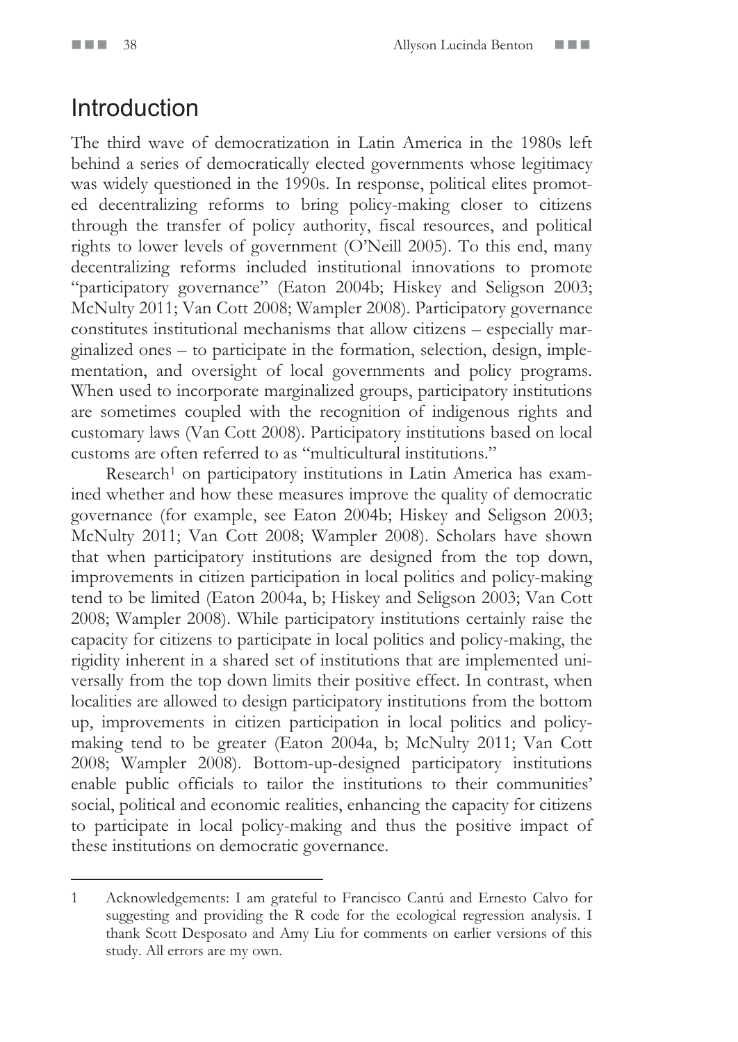## Introduction

The third wave of democratization in Latin America in the 1980s left behind a series of democratically elected governments whose legitimacy was widely questioned in the 1990s. In response, political elites promoted decentralizing reforms to bring policy-making closer to citizens through the transfer of policy authority, fiscal resources, and political rights to lower levels of government (O'Neill 2005). To this end, many decentralizing reforms included institutional innovations to promote "participatory governance" (Eaton 2004b; Hiskey and Seligson 2003; McNulty 2011; Van Cott 2008; Wampler 2008). Participatory governance constitutes institutional mechanisms that allow citizens – especially marginalized ones – to participate in the formation, selection, design, implementation, and oversight of local governments and policy programs. When used to incorporate marginalized groups, participatory institutions are sometimes coupled with the recognition of indigenous rights and customary laws (Van Cott 2008). Participatory institutions based on local customs are often referred to as "multicultural institutions."

Research[1] on participatory institutions in Latin America has examined whether and how these measures improve the quality of democratic governance (for example, see Eaton 2004b; Hiskey and Seligson 2003; McNulty 2011; Van Cott 2008; Wampler 2008). Scholars have shown that when participatory institutions are designed from the top down, improvements in citizen participation in local politics and policy-making tend to be limited (Eaton 2004a, b; Hiskey and Seligson 2003; Van Cott 2008; Wampler 2008). While participatory institutions certainly raise the capacity for citizens to participate in local politics and policy-making, the rigidity inherent in a shared set of institutions that are implemented universally from the top down limits their positive effect. In contrast, when localities are allowed to design participatory institutions from the bottom up, improvements in citizen participation in local politics and policy-making tend to be greater (Eaton 2004a, b; McNulty 2011; Van Cott 2008; Wampler 2008). Bottom-up-designed participatory institutions enable public officials to tailor the institutions to their communities' social, political and economic realities, enhancing the capacity for citizens to participate in local policy-making and thus the positive impact of these institutions on democratic governance.

---

1 Acknowledgements: I am grateful to Francisco Cantú and Ernesto Calvo for suggesting and providing the R code for the ecological regression analysis. I thank Scott Desposato and Amy Liu for comments on earlier versions of this study. All errors are my own.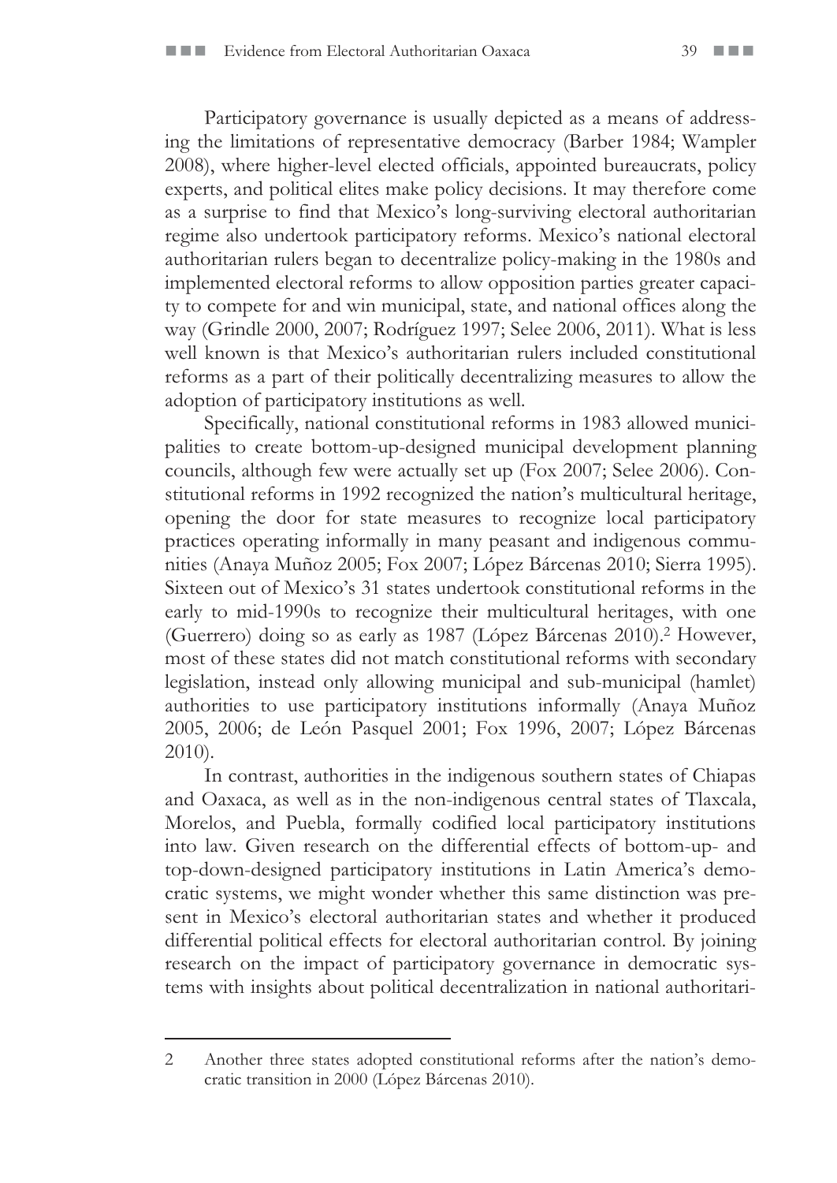Participatory governance is usually depicted as a means of addressing the limitations of representative democracy (Barber 1984; Wampler 2008), where higher-level elected officials, appointed bureaucrats, policy experts, and political elites make policy decisions. It may therefore come as a surprise to find that Mexico's long-surviving electoral authoritarian regime also undertook participatory reforms. Mexico's national electoral authoritarian rulers began to decentralize policy-making in the 1980s and implemented electoral reforms to allow opposition parties greater capacity to compete for and win municipal, state, and national offices along the way (Grindle 2000, 2007; Rodríguez 1997; Selee 2006, 2011). What is less well known is that Mexico's authoritarian rulers included constitutional reforms as a part of their politically decentralizing measures to allow the adoption of participatory institutions as well.

Specifically, national constitutional reforms in 1983 allowed municipalities to create bottom-up-designed municipal development planning councils, although few were actually set up (Fox 2007; Selee 2006). Constitutional reforms in 1992 recognized the nation's multicultural heritage, opening the door for state measures to recognize local participatory practices operating informally in many peasant and indigenous communities (Anaya Muñoz 2005; Fox 2007; López Bárcenas 2010; Sierra 1995). Sixteen out of Mexico's 31 states undertook constitutional reforms in the early to mid-1990s to recognize their multicultural heritages, with one (Guerrero) doing so as early as 1987 (López Bárcenas 2010).[2] However, most of these states did not match constitutional reforms with secondary legislation, instead only allowing municipal and sub-municipal (hamlet) authorities to use participatory institutions informally (Anaya Muñoz 2005, 2006; de León Pasquel 2001; Fox 1996, 2007; López Bárcenas 2010).

In contrast, authorities in the indigenous southern states of Chiapas and Oaxaca, as well as in the non-indigenous central states of Tlaxcala, Morelos, and Puebla, formally codified local participatory institutions into law. Given research on the differential effects of bottom-up- and top-down-designed participatory institutions in Latin America's democratic systems, we might wonder whether this same distinction was present in Mexico's electoral authoritarian states and whether it produced differential political effects for electoral authoritarian control. By joining research on the impact of participatory governance in democratic systems with insights about political decentralization in national authoritari-

---

2 Another three states adopted constitutional reforms after the nation's democratic transition in 2000 (López Bárcenas 2010).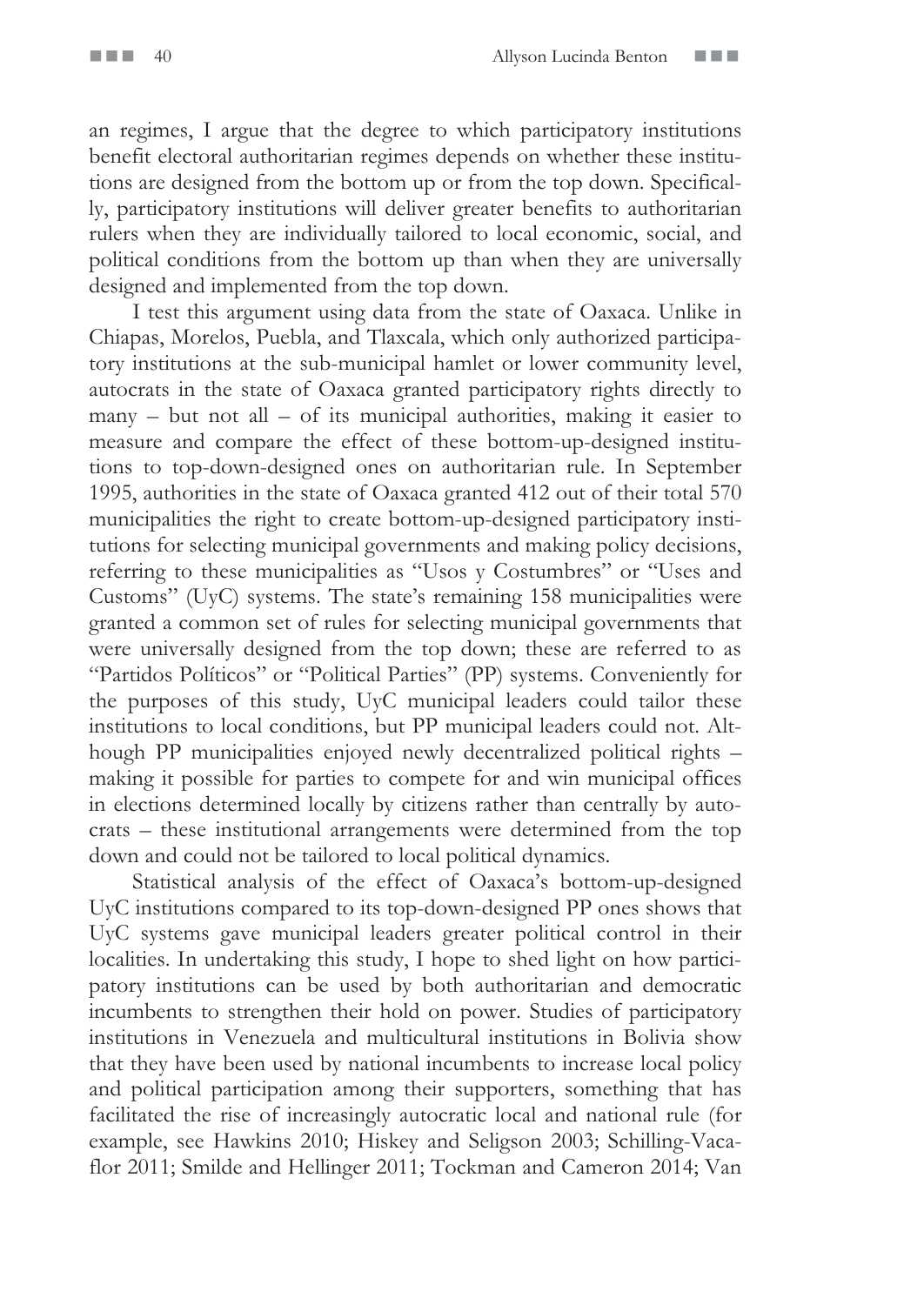an regimes, I argue that the degree to which participatory institutions benefit electoral authoritarian regimes depends on whether these institutions are designed from the bottom up or from the top down. Specifically, participatory institutions will deliver greater benefits to authoritarian rulers when they are individually tailored to local economic, social, and political conditions from the bottom up than when they are universally designed and implemented from the top down.

I test this argument using data from the state of Oaxaca. Unlike in Chiapas, Morelos, Puebla, and Tlaxcala, which only authorized participatory institutions at the sub-municipal hamlet or lower community level, autocrats in the state of Oaxaca granted participatory rights directly to many – but not all – of its municipal authorities, making it easier to measure and compare the effect of these bottom-up-designed institutions to top-down-designed ones on authoritarian rule. In September 1995, authorities in the state of Oaxaca granted 412 out of their total 570 municipalities the right to create bottom-up-designed participatory institutions for selecting municipal governments and making policy decisions, referring to these municipalities as "Usos y Costumbres" or "Uses and Customs" (UyC) systems. The state's remaining 158 municipalities were granted a common set of rules for selecting municipal governments that were universally designed from the top down; these are referred to as "Partidos Políticos" or "Political Parties" (PP) systems. Conveniently for the purposes of this study, UyC municipal leaders could tailor these institutions to local conditions, but PP municipal leaders could not. Although PP municipalities enjoyed newly decentralized political rights – making it possible for parties to compete for and win municipal offices in elections determined locally by citizens rather than centrally by autocrats – these institutional arrangements were determined from the top down and could not be tailored to local political dynamics.

Statistical analysis of the effect of Oaxaca's bottom-up-designed UyC institutions compared to its top-down-designed PP ones shows that UyC systems gave municipal leaders greater political control in their localities. In undertaking this study, I hope to shed light on how participatory institutions can be used by both authoritarian and democratic incumbents to strengthen their hold on power. Studies of participatory institutions in Venezuela and multicultural institutions in Bolivia show that they have been used by national incumbents to increase local policy and political participation among their supporters, something that has facilitated the rise of increasingly autocratic local and national rule (for example, see Hawkins 2010; Hiskey and Seligson 2003; Schilling-Vacaflor 2011; Smilde and Hellinger 2011; Tockman and Cameron 2014; Van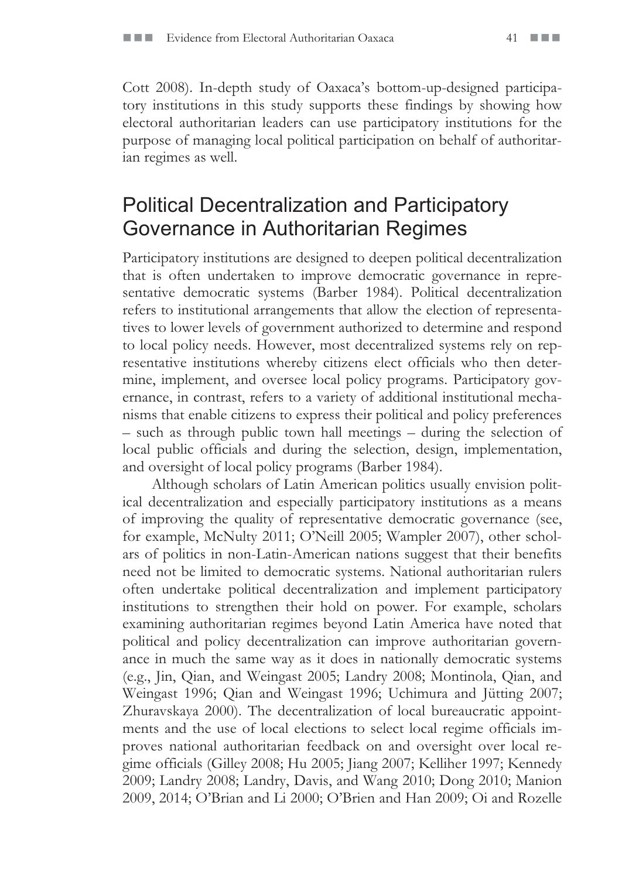Cott 2008). In-depth study of Oaxaca's bottom-up-designed participatory institutions in this study supports these findings by showing how electoral authoritarian leaders can use participatory institutions for the purpose of managing local political participation on behalf of authoritarian regimes as well.

## Political Decentralization and Participatory Governance in Authoritarian Regimes

Participatory institutions are designed to deepen political decentralization that is often undertaken to improve democratic governance in representative democratic systems (Barber 1984). Political decentralization refers to institutional arrangements that allow the election of representatives to lower levels of government authorized to determine and respond to local policy needs. However, most decentralized systems rely on representative institutions whereby citizens elect officials who then determine, implement, and oversee local policy programs. Participatory governance, in contrast, refers to a variety of additional institutional mechanisms that enable citizens to express their political and policy preferences – such as through public town hall meetings – during the selection of local public officials and during the selection, design, implementation, and oversight of local policy programs (Barber 1984).

Although scholars of Latin American politics usually envision political decentralization and especially participatory institutions as a means of improving the quality of representative democratic governance (see, for example, McNulty 2011; O'Neill 2005; Wampler 2007), other scholars of politics in non-Latin-American nations suggest that their benefits need not be limited to democratic systems. National authoritarian rulers often undertake political decentralization and implement participatory institutions to strengthen their hold on power. For example, scholars examining authoritarian regimes beyond Latin America have noted that political and policy decentralization can improve authoritarian governance in much the same way as it does in nationally democratic systems (e.g., Jin, Qian, and Weingast 2005; Landry 2008; Montinola, Qian, and Weingast 1996; Qian and Weingast 1996; Uchimura and Jütting 2007; Zhuravskaya 2000). The decentralization of local bureaucratic appointments and the use of local elections to select local regime officials improves national authoritarian feedback on and oversight over local regime officials (Gilley 2008; Hu 2005; Jiang 2007; Kelliher 1997; Kennedy 2009; Landry 2008; Landry, Davis, and Wang 2010; Dong 2010; Manion 2009, 2014; O'Brian and Li 2000; O'Brien and Han 2009; Oi and Rozelle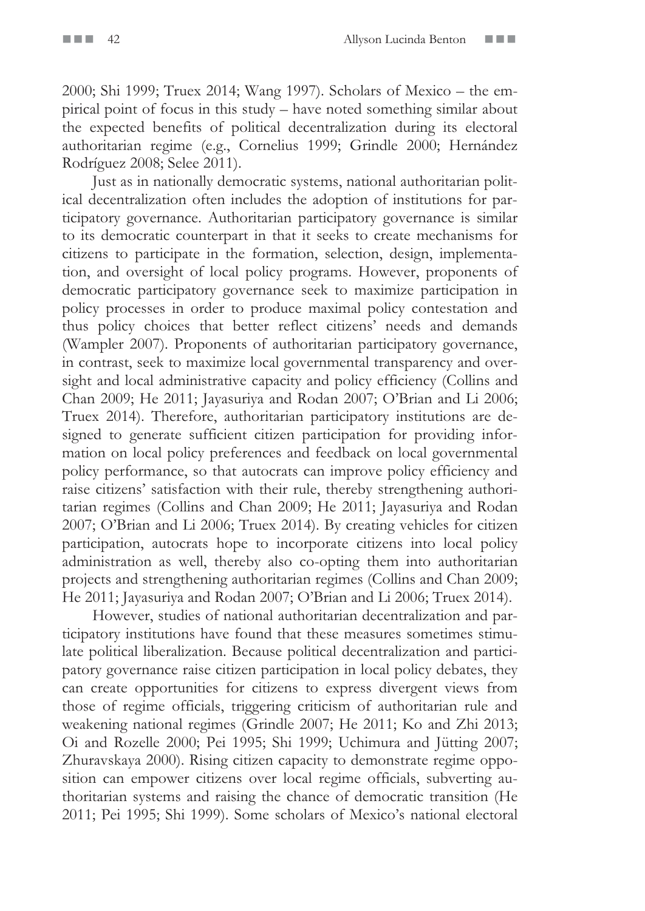2000; Shi 1999; Truex 2014; Wang 1997). Scholars of Mexico – the empirical point of focus in this study – have noted something similar about the expected benefits of political decentralization during its electoral authoritarian regime (e.g., Cornelius 1999; Grindle 2000; Hernández Rodríguez 2008; Selee 2011).

Just as in nationally democratic systems, national authoritarian political decentralization often includes the adoption of institutions for participatory governance. Authoritarian participatory governance is similar to its democratic counterpart in that it seeks to create mechanisms for citizens to participate in the formation, selection, design, implementation, and oversight of local policy programs. However, proponents of democratic participatory governance seek to maximize participation in policy processes in order to produce maximal policy contestation and thus policy choices that better reflect citizens' needs and demands (Wampler 2007). Proponents of authoritarian participatory governance, in contrast, seek to maximize local governmental transparency and oversight and local administrative capacity and policy efficiency (Collins and Chan 2009; He 2011; Jayasuriya and Rodan 2007; O'Brian and Li 2006; Truex 2014). Therefore, authoritarian participatory institutions are designed to generate sufficient citizen participation for providing information on local policy preferences and feedback on local governmental policy performance, so that autocrats can improve policy efficiency and raise citizens' satisfaction with their rule, thereby strengthening authoritarian regimes (Collins and Chan 2009; He 2011; Jayasuriya and Rodan 2007; O'Brian and Li 2006; Truex 2014). By creating vehicles for citizen participation, autocrats hope to incorporate citizens into local policy administration as well, thereby also co-opting them into authoritarian projects and strengthening authoritarian regimes (Collins and Chan 2009; He 2011; Jayasuriya and Rodan 2007; O'Brian and Li 2006; Truex 2014).

However, studies of national authoritarian decentralization and participatory institutions have found that these measures sometimes stimulate political liberalization. Because political decentralization and participatory governance raise citizen participation in local policy debates, they can create opportunities for citizens to express divergent views from those of regime officials, triggering criticism of authoritarian rule and weakening national regimes (Grindle 2007; He 2011; Ko and Zhi 2013; Oi and Rozelle 2000; Pei 1995; Shi 1999; Uchimura and Jütting 2007; Zhuravskaya 2000). Rising citizen capacity to demonstrate regime opposition can empower citizens over local regime officials, subverting authoritarian systems and raising the chance of democratic transition (He 2011; Pei 1995; Shi 1999). Some scholars of Mexico's national electoral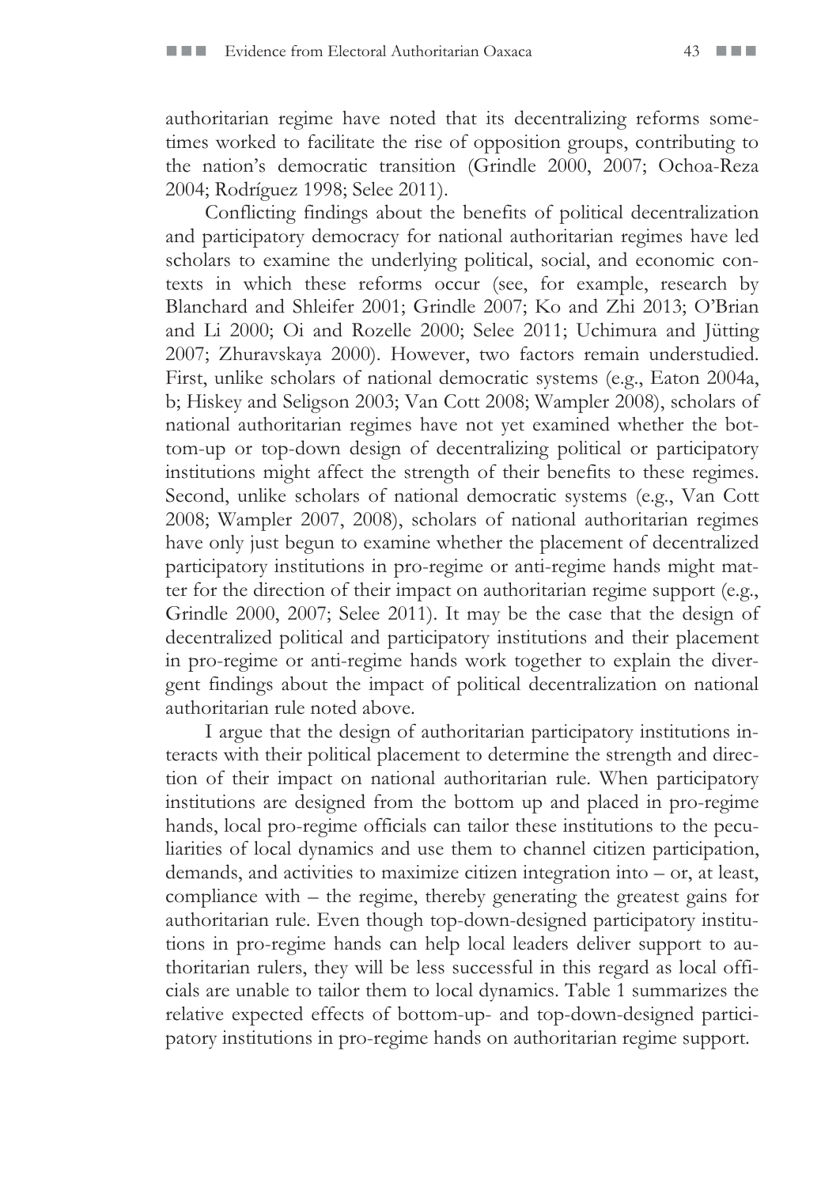authoritarian regime have noted that its decentralizing reforms sometimes worked to facilitate the rise of opposition groups, contributing to the nation's democratic transition (Grindle 2000, 2007; Ochoa-Reza 2004; Rodríguez 1998; Selee 2011).

Conflicting findings about the benefits of political decentralization and participatory democracy for national authoritarian regimes have led scholars to examine the underlying political, social, and economic contexts in which these reforms occur (see, for example, research by Blanchard and Shleifer 2001; Grindle 2007; Ko and Zhi 2013; O'Brian and Li 2000; Oi and Rozelle 2000; Selee 2011; Uchimura and Jütting 2007; Zhuravskaya 2000). However, two factors remain understudied. First, unlike scholars of national democratic systems (e.g., Eaton 2004a, b; Hiskey and Seligson 2003; Van Cott 2008; Wampler 2008), scholars of national authoritarian regimes have not yet examined whether the bottom-up or top-down design of decentralizing political or participatory institutions might affect the strength of their benefits to these regimes. Second, unlike scholars of national democratic systems (e.g., Van Cott 2008; Wampler 2007, 2008), scholars of national authoritarian regimes have only just begun to examine whether the placement of decentralized participatory institutions in pro-regime or anti-regime hands might matter for the direction of their impact on authoritarian regime support (e.g., Grindle 2000, 2007; Selee 2011). It may be the case that the design of decentralized political and participatory institutions and their placement in pro-regime or anti-regime hands work together to explain the divergent findings about the impact of political decentralization on national authoritarian rule noted above.

I argue that the design of authoritarian participatory institutions interacts with their political placement to determine the strength and direction of their impact on national authoritarian rule. When participatory institutions are designed from the bottom up and placed in pro-regime hands, local pro-regime officials can tailor these institutions to the peculiarities of local dynamics and use them to channel citizen participation, demands, and activities to maximize citizen integration into – or, at least, compliance with – the regime, thereby generating the greatest gains for authoritarian rule. Even though top-down-designed participatory institutions in pro-regime hands can help local leaders deliver support to authoritarian rulers, they will be less successful in this regard as local officials are unable to tailor them to local dynamics. Table 1 summarizes the relative expected effects of bottom-up- and top-down-designed participatory institutions in pro-regime hands on authoritarian regime support.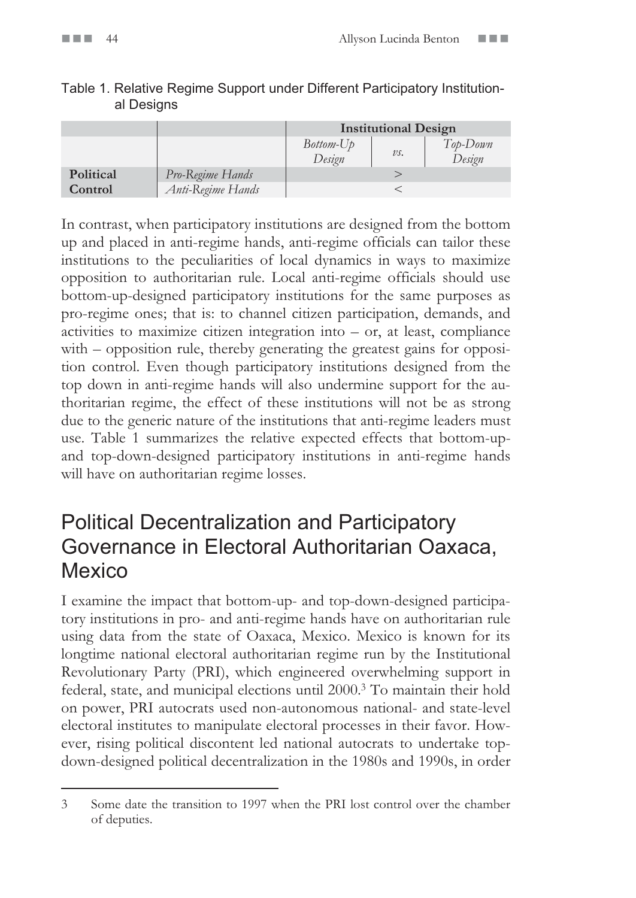Table 1. Relative Regime Support under Different Participatory Institutional Designs

| | | Institutional Design | | |
|---|---|---|---|---|
| | | *Bottom-Up Design* | *vs.* | *Top-Down Design* |
| **Political Control** | *Pro-Regime Hands* | | > | |
| | *Anti-Regime Hands* | | < | |

In contrast, when participatory institutions are designed from the bottom up and placed in anti-regime hands, anti-regime officials can tailor these institutions to the peculiarities of local dynamics in ways to maximize opposition to authoritarian rule. Local anti-regime officials should use bottom-up-designed participatory institutions for the same purposes as pro-regime ones; that is: to channel citizen participation, demands, and activities to maximize citizen integration into – or, at least, compliance with – opposition rule, thereby generating the greatest gains for opposition control. Even though participatory institutions designed from the top down in anti-regime hands will also undermine support for the authoritarian regime, the effect of these institutions will not be as strong due to the generic nature of the institutions that anti-regime leaders must use. Table 1 summarizes the relative expected effects that bottom-up- and top-down-designed participatory institutions in anti-regime hands will have on authoritarian regime losses.

## Political Decentralization and Participatory Governance in Electoral Authoritarian Oaxaca, Mexico

I examine the impact that bottom-up- and top-down-designed participatory institutions in pro- and anti-regime hands have on authoritarian rule using data from the state of Oaxaca, Mexico. Mexico is known for its longtime national electoral authoritarian regime run by the Institutional Revolutionary Party (PRI), which engineered overwhelming support in federal, state, and municipal elections until 2000.[3] To maintain their hold on power, PRI autocrats used non-autonomous national- and state-level electoral institutes to manipulate electoral processes in their favor. However, rising political discontent led national autocrats to undertake top-down-designed political decentralization in the 1980s and 1990s, in order

3 Some date the transition to 1997 when the PRI lost control over the chamber of deputies.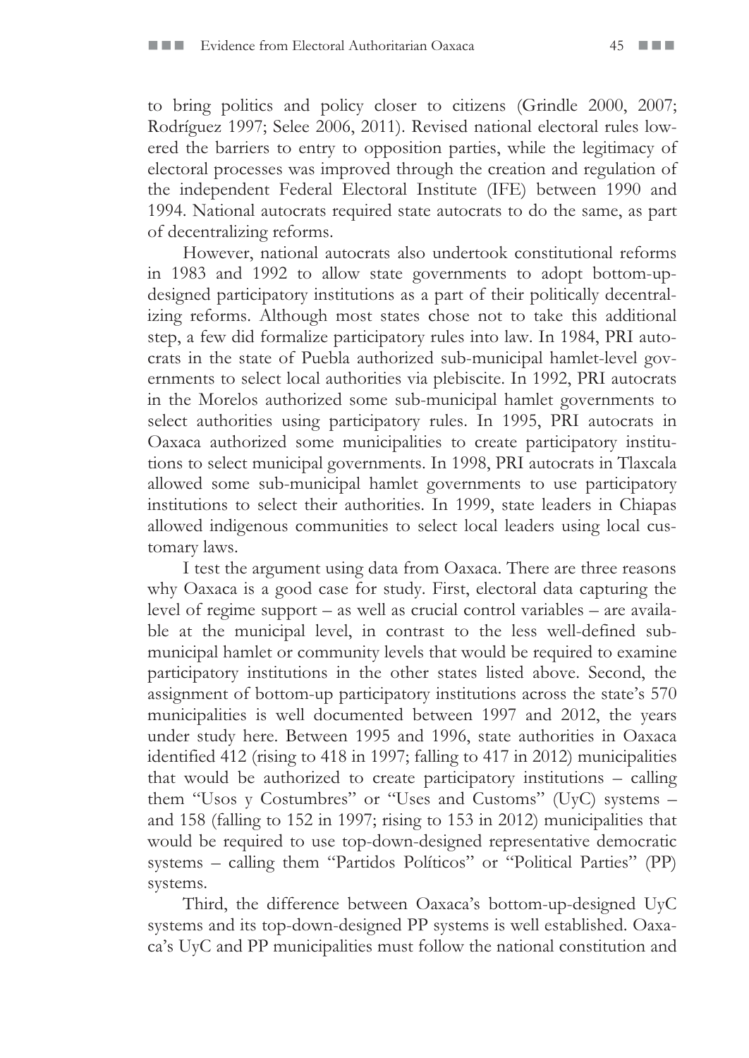to bring politics and policy closer to citizens (Grindle 2000, 2007; Rodríguez 1997; Selee 2006, 2011). Revised national electoral rules lowered the barriers to entry to opposition parties, while the legitimacy of electoral processes was improved through the creation and regulation of the independent Federal Electoral Institute (IFE) between 1990 and 1994. National autocrats required state autocrats to do the same, as part of decentralizing reforms.

However, national autocrats also undertook constitutional reforms in 1983 and 1992 to allow state governments to adopt bottom-up-designed participatory institutions as a part of their politically decentralizing reforms. Although most states chose not to take this additional step, a few did formalize participatory rules into law. In 1984, PRI autocrats in the state of Puebla authorized sub-municipal hamlet-level governments to select local authorities via plebiscite. In 1992, PRI autocrats in the Morelos authorized some sub-municipal hamlet governments to select authorities using participatory rules. In 1995, PRI autocrats in Oaxaca authorized some municipalities to create participatory institutions to select municipal governments. In 1998, PRI autocrats in Tlaxcala allowed some sub-municipal hamlet governments to use participatory institutions to select their authorities. In 1999, state leaders in Chiapas allowed indigenous communities to select local leaders using local customary laws.

I test the argument using data from Oaxaca. There are three reasons why Oaxaca is a good case for study. First, electoral data capturing the level of regime support – as well as crucial control variables – are available at the municipal level, in contrast to the less well-defined sub-municipal hamlet or community levels that would be required to examine participatory institutions in the other states listed above. Second, the assignment of bottom-up participatory institutions across the state's 570 municipalities is well documented between 1997 and 2012, the years under study here. Between 1995 and 1996, state authorities in Oaxaca identified 412 (rising to 418 in 1997; falling to 417 in 2012) municipalities that would be authorized to create participatory institutions – calling them "Usos y Costumbres" or "Uses and Customs" (UyC) systems – and 158 (falling to 152 in 1997; rising to 153 in 2012) municipalities that would be required to use top-down-designed representative democratic systems – calling them "Partidos Políticos" or "Political Parties" (PP) systems.

Third, the difference between Oaxaca's bottom-up-designed UyC systems and its top-down-designed PP systems is well established. Oaxaca's UyC and PP municipalities must follow the national constitution and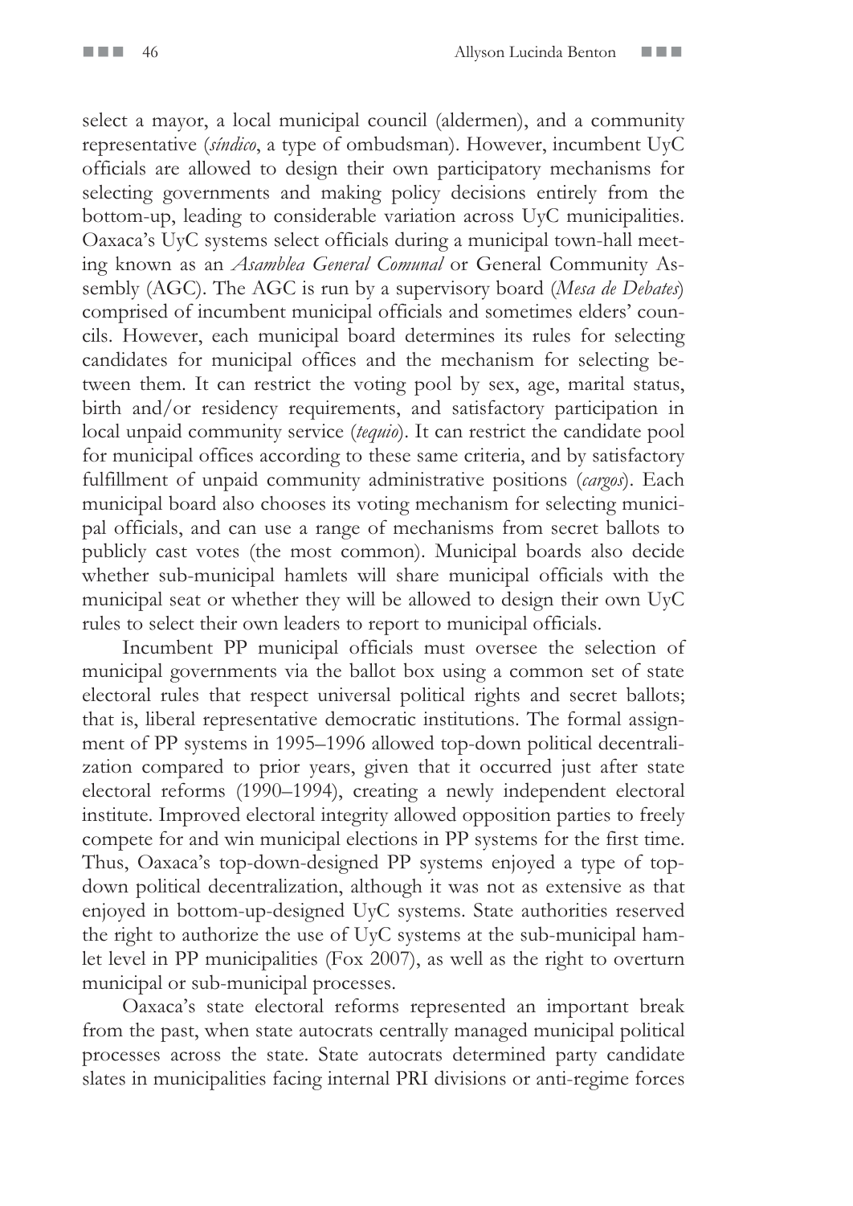select a mayor, a local municipal council (aldermen), and a community representative (*síndico*, a type of ombudsman). However, incumbent UyC officials are allowed to design their own participatory mechanisms for selecting governments and making policy decisions entirely from the bottom-up, leading to considerable variation across UyC municipalities. Oaxaca's UyC systems select officials during a municipal town-hall meeting known as an *Asamblea General Comunal* or General Community Assembly (AGC). The AGC is run by a supervisory board (*Mesa de Debates*) comprised of incumbent municipal officials and sometimes elders' councils. However, each municipal board determines its rules for selecting candidates for municipal offices and the mechanism for selecting between them. It can restrict the voting pool by sex, age, marital status, birth and/or residency requirements, and satisfactory participation in local unpaid community service (*tequio*). It can restrict the candidate pool for municipal offices according to these same criteria, and by satisfactory fulfillment of unpaid community administrative positions (*cargos*). Each municipal board also chooses its voting mechanism for selecting municipal officials, and can use a range of mechanisms from secret ballots to publicly cast votes (the most common). Municipal boards also decide whether sub-municipal hamlets will share municipal officials with the municipal seat or whether they will be allowed to design their own UyC rules to select their own leaders to report to municipal officials.

Incumbent PP municipal officials must oversee the selection of municipal governments via the ballot box using a common set of state electoral rules that respect universal political rights and secret ballots; that is, liberal representative democratic institutions. The formal assignment of PP systems in 1995–1996 allowed top-down political decentralization compared to prior years, given that it occurred just after state electoral reforms (1990–1994), creating a newly independent electoral institute. Improved electoral integrity allowed opposition parties to freely compete for and win municipal elections in PP systems for the first time. Thus, Oaxaca's top-down-designed PP systems enjoyed a type of top-down political decentralization, although it was not as extensive as that enjoyed in bottom-up-designed UyC systems. State authorities reserved the right to authorize the use of UyC systems at the sub-municipal hamlet level in PP municipalities (Fox 2007), as well as the right to overturn municipal or sub-municipal processes.

Oaxaca's state electoral reforms represented an important break from the past, when state autocrats centrally managed municipal political processes across the state. State autocrats determined party candidate slates in municipalities facing internal PRI divisions or anti-regime forces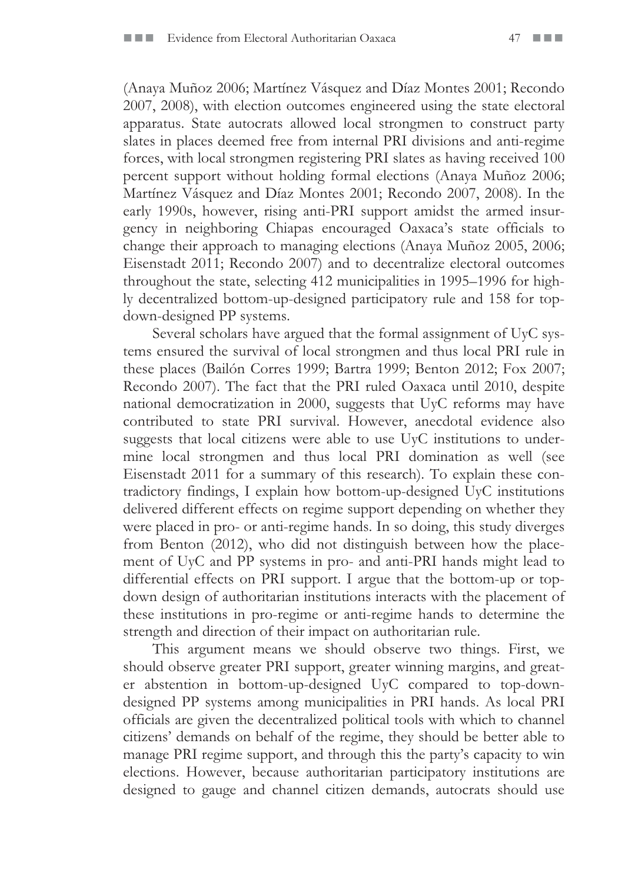(Anaya Muñoz 2006; Martínez Vásquez and Díaz Montes 2001; Recondo 2007, 2008), with election outcomes engineered using the state electoral apparatus. State autocrats allowed local strongmen to construct party slates in places deemed free from internal PRI divisions and anti-regime forces, with local strongmen registering PRI slates as having received 100 percent support without holding formal elections (Anaya Muñoz 2006; Martínez Vásquez and Díaz Montes 2001; Recondo 2007, 2008). In the early 1990s, however, rising anti-PRI support amidst the armed insurgency in neighboring Chiapas encouraged Oaxaca's state officials to change their approach to managing elections (Anaya Muñoz 2005, 2006; Eisenstadt 2011; Recondo 2007) and to decentralize electoral outcomes throughout the state, selecting 412 municipalities in 1995–1996 for highly decentralized bottom-up-designed participatory rule and 158 for top-down-designed PP systems.

Several scholars have argued that the formal assignment of UyC systems ensured the survival of local strongmen and thus local PRI rule in these places (Bailón Corres 1999; Bartra 1999; Benton 2012; Fox 2007; Recondo 2007). The fact that the PRI ruled Oaxaca until 2010, despite national democratization in 2000, suggests that UyC reforms may have contributed to state PRI survival. However, anecdotal evidence also suggests that local citizens were able to use UyC institutions to undermine local strongmen and thus local PRI domination as well (see Eisenstadt 2011 for a summary of this research). To explain these contradictory findings, I explain how bottom-up-designed UyC institutions delivered different effects on regime support depending on whether they were placed in pro- or anti-regime hands. In so doing, this study diverges from Benton (2012), who did not distinguish between how the placement of UyC and PP systems in pro- and anti-PRI hands might lead to differential effects on PRI support. I argue that the bottom-up or top-down design of authoritarian institutions interacts with the placement of these institutions in pro-regime or anti-regime hands to determine the strength and direction of their impact on authoritarian rule.

This argument means we should observe two things. First, we should observe greater PRI support, greater winning margins, and greater abstention in bottom-up-designed UyC compared to top-down-designed PP systems among municipalities in PRI hands. As local PRI officials are given the decentralized political tools with which to channel citizens' demands on behalf of the regime, they should be better able to manage PRI regime support, and through this the party's capacity to win elections. However, because authoritarian participatory institutions are designed to gauge and channel citizen demands, autocrats should use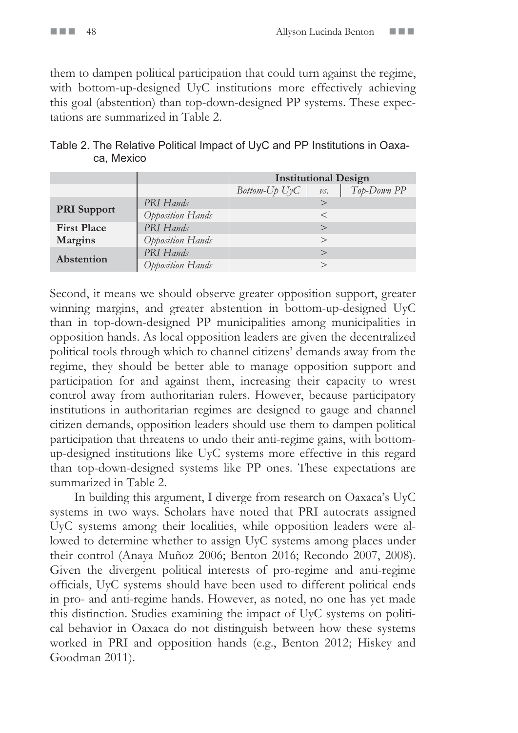them to dampen political participation that could turn against the regime, with bottom-up-designed UyC institutions more effectively achieving this goal (abstention) than top-down-designed PP systems. These expectations are summarized in Table 2.

Table 2. The Relative Political Impact of UyC and PP Institutions in Oaxaca, Mexico

| | | Institutional Design | | |
|---|---|---|---|---|
| | | *Bottom-Up UyC* | *vs.* | *Top-Down PP* |
| **PRI Support** | *PRI Hands* | | > | |
| | *Opposition Hands* | | < | |
| **First Place Margins** | *PRI Hands* | | > | |
| | *Opposition Hands* | | > | |
| **Abstention** | *PRI Hands* | | > | |
| | *Opposition Hands* | | > | |

Second, it means we should observe greater opposition support, greater winning margins, and greater abstention in bottom-up-designed UyC than in top-down-designed PP municipalities among municipalities in opposition hands. As local opposition leaders are given the decentralized political tools through which to channel citizens' demands away from the regime, they should be better able to manage opposition support and participation for and against them, increasing their capacity to wrest control away from authoritarian rulers. However, because participatory institutions in authoritarian regimes are designed to gauge and channel citizen demands, opposition leaders should use them to dampen political participation that threatens to undo their anti-regime gains, with bottom-up-designed institutions like UyC systems more effective in this regard than top-down-designed systems like PP ones. These expectations are summarized in Table 2.

In building this argument, I diverge from research on Oaxaca's UyC systems in two ways. Scholars have noted that PRI autocrats assigned UyC systems among their localities, while opposition leaders were allowed to determine whether to assign UyC systems among places under their control (Anaya Muñoz 2006; Benton 2016; Recondo 2007, 2008). Given the divergent political interests of pro-regime and anti-regime officials, UyC systems should have been used to different political ends in pro- and anti-regime hands. However, as noted, no one has yet made this distinction. Studies examining the impact of UyC systems on political behavior in Oaxaca do not distinguish between how these systems worked in PRI and opposition hands (e.g., Benton 2012; Hiskey and Goodman 2011).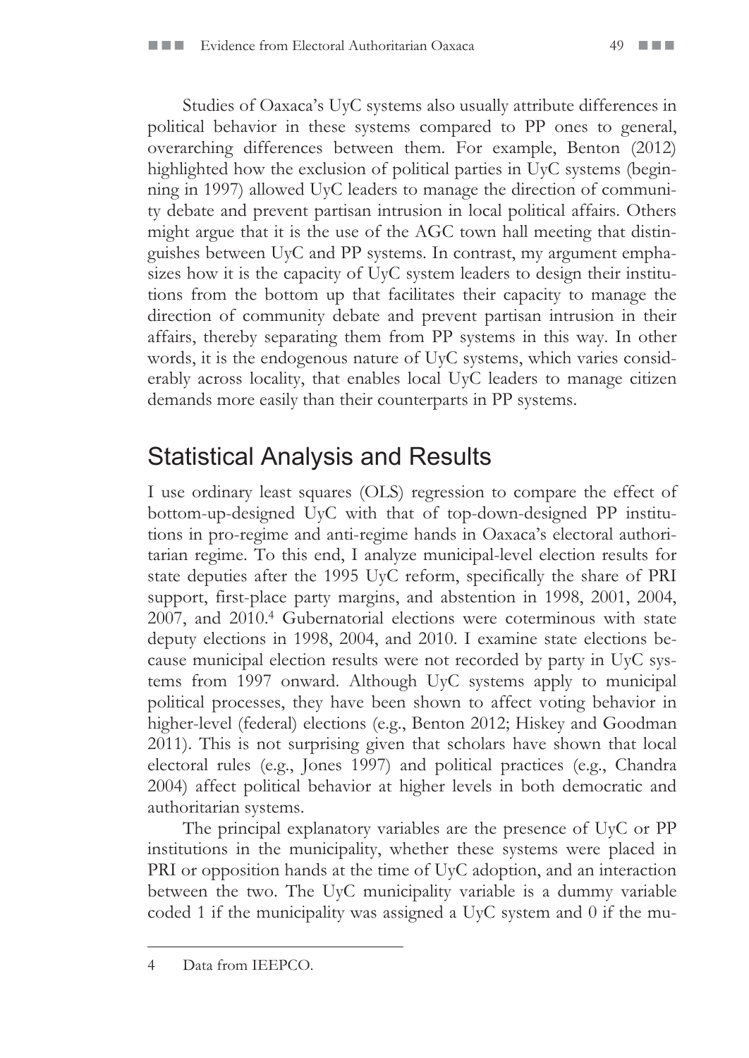Studies of Oaxaca's UyC systems also usually attribute differences in political behavior in these systems compared to PP ones to general, overarching differences between them. For example, Benton (2012) highlighted how the exclusion of political parties in UyC systems (beginning in 1997) allowed UyC leaders to manage the direction of community debate and prevent partisan intrusion in local political affairs. Others might argue that it is the use of the AGC town hall meeting that distinguishes between UyC and PP systems. In contrast, my argument emphasizes how it is the capacity of UyC system leaders to design their institutions from the bottom up that facilitates their capacity to manage the direction of community debate and prevent partisan intrusion in their affairs, thereby separating them from PP systems in this way. In other words, it is the endogenous nature of UyC systems, which varies considerably across locality, that enables local UyC leaders to manage citizen demands more easily than their counterparts in PP systems.

## Statistical Analysis and Results

I use ordinary least squares (OLS) regression to compare the effect of bottom-up-designed UyC with that of top-down-designed PP institutions in pro-regime and anti-regime hands in Oaxaca's electoral authoritarian regime. To this end, I analyze municipal-level election results for state deputies after the 1995 UyC reform, specifically the share of PRI support, first-place party margins, and abstention in 1998, 2001, 2004, 2007, and 2010.[4] Gubernatorial elections were coterminous with state deputy elections in 1998, 2004, and 2010. I examine state elections because municipal election results were not recorded by party in UyC systems from 1997 onward. Although UyC systems apply to municipal political processes, they have been shown to affect voting behavior in higher-level (federal) elections (e.g., Benton 2012; Hiskey and Goodman 2011). This is not surprising given that scholars have shown that local electoral rules (e.g., Jones 1997) and political practices (e.g., Chandra 2004) affect political behavior at higher levels in both democratic and authoritarian systems.

The principal explanatory variables are the presence of UyC or PP institutions in the municipality, whether these systems were placed in PRI or opposition hands at the time of UyC adoption, and an interaction between the two. The UyC municipality variable is a dummy variable coded 1 if the municipality was assigned a UyC system and 0 if the mu-

4 Data from IEEPCO.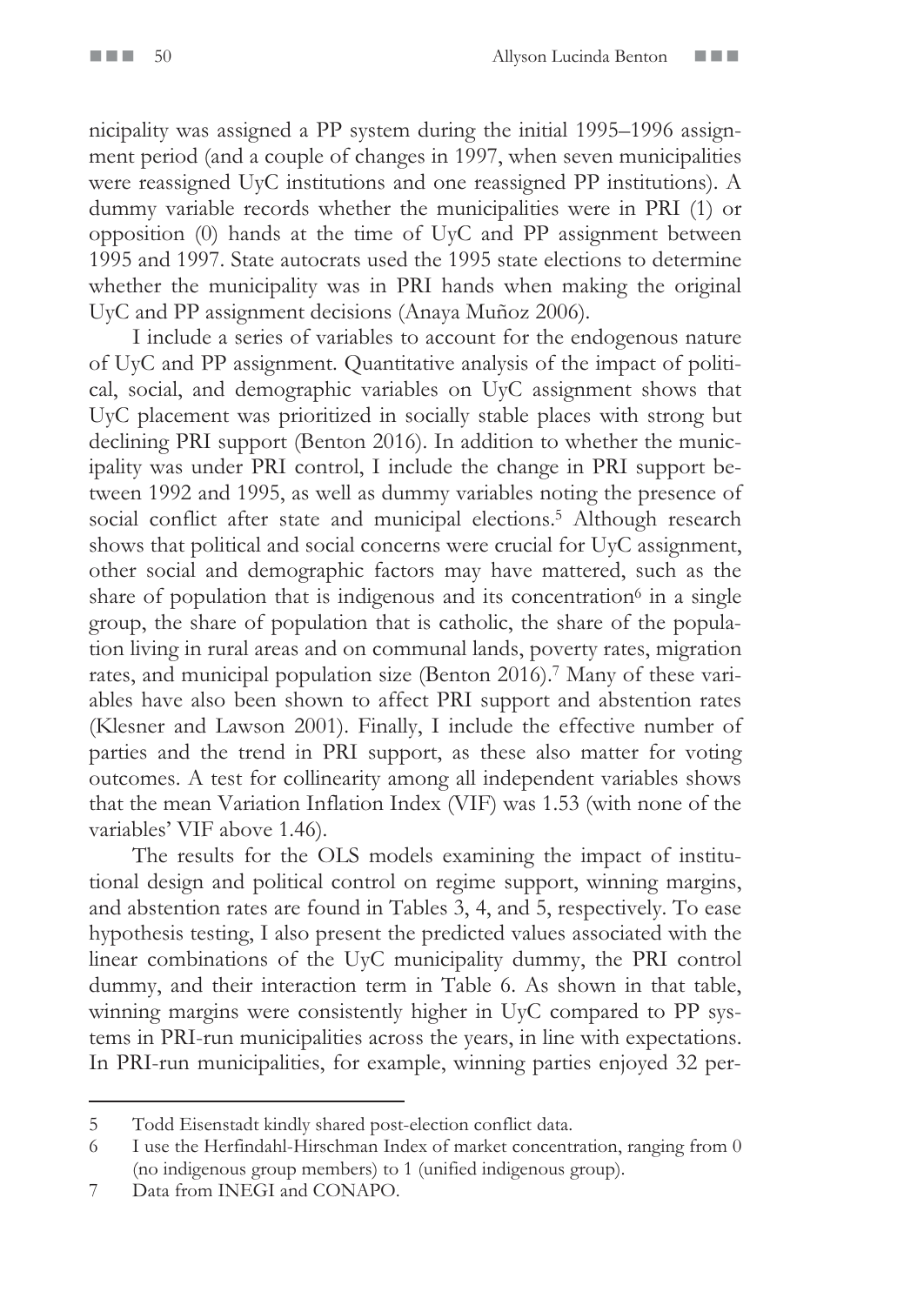nicipality was assigned a PP system during the initial 1995–1996 assignment period (and a couple of changes in 1997, when seven municipalities were reassigned UyC institutions and one reassigned PP institutions). A dummy variable records whether the municipalities were in PRI (1) or opposition (0) hands at the time of UyC and PP assignment between 1995 and 1997. State autocrats used the 1995 state elections to determine whether the municipality was in PRI hands when making the original UyC and PP assignment decisions (Anaya Muñoz 2006).

I include a series of variables to account for the endogenous nature of UyC and PP assignment. Quantitative analysis of the impact of political, social, and demographic variables on UyC assignment shows that UyC placement was prioritized in socially stable places with strong but declining PRI support (Benton 2016). In addition to whether the municipality was under PRI control, I include the change in PRI support between 1992 and 1995, as well as dummy variables noting the presence of social conflict after state and municipal elections.[5] Although research shows that political and social concerns were crucial for UyC assignment, other social and demographic factors may have mattered, such as the share of population that is indigenous and its concentration[6] in a single group, the share of population that is catholic, the share of the population living in rural areas and on communal lands, poverty rates, migration rates, and municipal population size (Benton 2016).[7] Many of these variables have also been shown to affect PRI support and abstention rates (Klesner and Lawson 2001). Finally, I include the effective number of parties and the trend in PRI support, as these also matter for voting outcomes. A test for collinearity among all independent variables shows that the mean Variation Inflation Index (VIF) was 1.53 (with none of the variables' VIF above 1.46).

The results for the OLS models examining the impact of institutional design and political control on regime support, winning margins, and abstention rates are found in Tables 3, 4, and 5, respectively. To ease hypothesis testing, I also present the predicted values associated with the linear combinations of the UyC municipality dummy, the PRI control dummy, and their interaction term in Table 6. As shown in that table, winning margins were consistently higher in UyC compared to PP systems in PRI-run municipalities across the years, in line with expectations. In PRI-run municipalities, for example, winning parties enjoyed 32 per-

---

5 Todd Eisenstadt kindly shared post-election conflict data.

6 I use the Herfindahl-Hirschman Index of market concentration, ranging from 0 (no indigenous group members) to 1 (unified indigenous group).

7 Data from INEGI and CONAPO.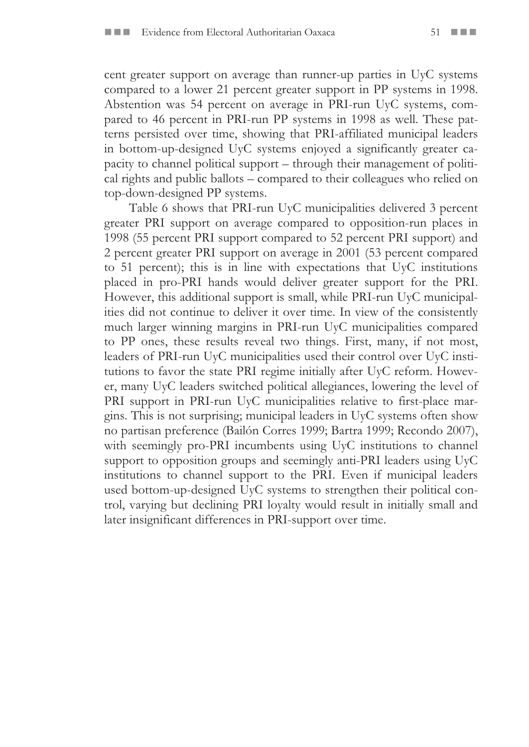cent greater support on average than runner-up parties in UyC systems compared to a lower 21 percent greater support in PP systems in 1998. Abstention was 54 percent on average in PRI-run UyC systems, compared to 46 percent in PRI-run PP systems in 1998 as well. These patterns persisted over time, showing that PRI-affiliated municipal leaders in bottom-up-designed UyC systems enjoyed a significantly greater capacity to channel political support – through their management of political rights and public ballots – compared to their colleagues who relied on top-down-designed PP systems.

Table 6 shows that PRI-run UyC municipalities delivered 3 percent greater PRI support on average compared to opposition-run places in 1998 (55 percent PRI support compared to 52 percent PRI support) and 2 percent greater PRI support on average in 2001 (53 percent compared to 51 percent); this is in line with expectations that UyC institutions placed in pro-PRI hands would deliver greater support for the PRI. However, this additional support is small, while PRI-run UyC municipalities did not continue to deliver it over time. In view of the consistently much larger winning margins in PRI-run UyC municipalities compared to PP ones, these results reveal two things. First, many, if not most, leaders of PRI-run UyC municipalities used their control over UyC institutions to favor the state PRI regime initially after UyC reform. However, many UyC leaders switched political allegiances, lowering the level of PRI support in PRI-run UyC municipalities relative to first-place margins. This is not surprising; municipal leaders in UyC systems often show no partisan preference (Bailón Corres 1999; Bartra 1999; Recondo 2007), with seemingly pro-PRI incumbents using UyC institutions to channel support to opposition groups and seemingly anti-PRI leaders using UyC institutions to channel support to the PRI. Even if municipal leaders used bottom-up-designed UyC systems to strengthen their political control, varying but declining PRI loyalty would result in initially small and later insignificant differences in PRI-support over time.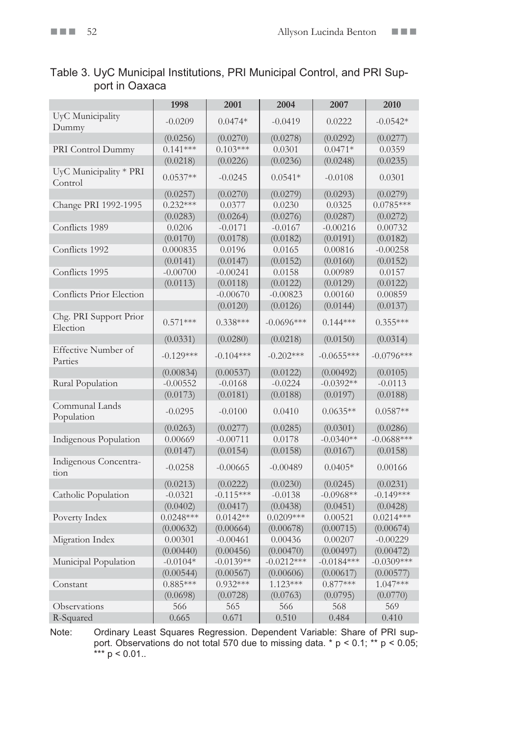Table 3. UyC Municipal Institutions, PRI Municipal Control, and PRI Support in Oaxaca

| | 1998 | 2001 | 2004 | 2007 | 2010 |
|---|---|---|---|---|---|
| UyC Municipality Dummy | -0.0209 | 0.0474* | -0.0419 | 0.0222 | -0.0542* |
| | (0.0256) | (0.0270) | (0.0278) | (0.0292) | (0.0277) |
| PRI Control Dummy | 0.141*** | 0.103*** | 0.0301 | 0.0471* | 0.0359 |
| | (0.0218) | (0.0226) | (0.0236) | (0.0248) | (0.0235) |
| UyC Municipality * PRI Control | 0.0537** | -0.0245 | 0.0541* | -0.0108 | 0.0301 |
| | (0.0257) | (0.0270) | (0.0279) | (0.0293) | (0.0279) |
| Change PRI 1992-1995 | 0.232*** | 0.0377 | 0.0230 | 0.0325 | 0.0785*** |
| | (0.0283) | (0.0264) | (0.0276) | (0.0287) | (0.0272) |
| Conflicts 1989 | 0.0206 | -0.0171 | -0.0167 | -0.00216 | 0.00732 |
| | (0.0170) | (0.0178) | (0.0182) | (0.0191) | (0.0182) |
| Conflicts 1992 | 0.000835 | 0.0196 | 0.0165 | 0.00816 | -0.00258 |
| | (0.0141) | (0.0147) | (0.0152) | (0.0160) | (0.0152) |
| Conflicts 1995 | -0.00700 | -0.00241 | 0.0158 | 0.00989 | 0.0157 |
| | (0.0113) | (0.0118) | (0.0122) | (0.0129) | (0.0122) |
| Conflicts Prior Election | | -0.00670 | -0.00823 | 0.00160 | 0.00859 |
| | | (0.0120) | (0.0126) | (0.0144) | (0.0137) |
| Chg. PRI Support Prior Election | 0.571*** | 0.338*** | -0.0696*** | 0.144*** | 0.355*** |
| | (0.0331) | (0.0280) | (0.0218) | (0.0150) | (0.0314) |
| Effective Number of Parties | -0.129*** | -0.104*** | -0.202*** | -0.0655*** | -0.0796*** |
| | (0.00834) | (0.00537) | (0.0122) | (0.00492) | (0.0105) |
| Rural Population | -0.00552 | -0.0168 | -0.0224 | -0.0392** | -0.0113 |
| | (0.0173) | (0.0181) | (0.0188) | (0.0197) | (0.0188) |
| Communal Lands Population | -0.0295 | -0.0100 | 0.0410 | 0.0635** | 0.0587** |
| | (0.0263) | (0.0277) | (0.0285) | (0.0301) | (0.0286) |
| Indigenous Population | 0.00669 | -0.00711 | 0.0178 | -0.0340** | -0.0688*** |
| | (0.0147) | (0.0154) | (0.0158) | (0.0167) | (0.0158) |
| Indigenous Concentration | -0.0258 | -0.00665 | -0.00489 | 0.0405* | 0.00166 |
| | (0.0213) | (0.0222) | (0.0230) | (0.0245) | (0.0231) |
| Catholic Population | -0.0321 | -0.115*** | -0.0138 | -0.0968** | -0.149*** |
| | (0.0402) | (0.0417) | (0.0438) | (0.0451) | (0.0428) |
| Poverty Index | 0.0248*** | 0.0142** | 0.0209*** | 0.00521 | 0.0214*** |
| | (0.00632) | (0.00664) | (0.00678) | (0.00715) | (0.00674) |
| Migration Index | 0.00301 | -0.00461 | 0.00436 | 0.00207 | -0.00229 |
| | (0.00440) | (0.00456) | (0.00470) | (0.00497) | (0.00472) |
| Municipal Population | -0.0104* | -0.0139** | -0.0212*** | -0.0184*** | -0.0309*** |
| | (0.00544) | (0.00567) | (0.00606) | (0.00617) | (0.00577) |
| Constant | 0.885*** | 0.932*** | 1.123*** | 0.877*** | 1.047*** |
| | (0.0698) | (0.0728) | (0.0763) | (0.0795) | (0.0770) |
| Observations | 566 | 565 | 566 | 568 | 569 |
| R-Squared | 0.665 | 0.671 | 0.510 | 0.484 | 0.410 |

Note: Ordinary Least Squares Regression. Dependent Variable: Share of PRI support. Observations do not total 570 due to missing data. * $p < 0.1$; ** $p < 0.05$; *** $p < 0.01$..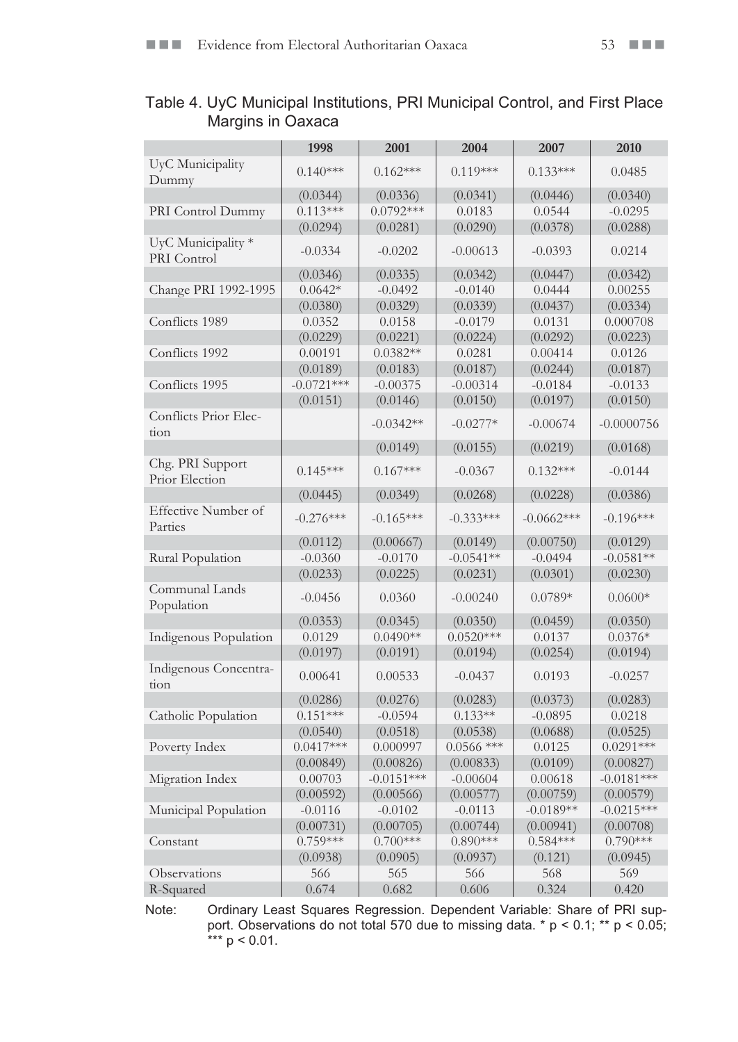Table 4. UyC Municipal Institutions, PRI Municipal Control, and First Place Margins in Oaxaca

| | 1998 | 2001 | 2004 | 2007 | 2010 |
|---|---|---|---|---|---|
| UyC Municipality Dummy | 0.140*** | 0.162*** | 0.119*** | 0.133*** | 0.0485 |
| | (0.0344) | (0.0336) | (0.0341) | (0.0446) | (0.0340) |
| PRI Control Dummy | 0.113*** | 0.0792*** | 0.0183 | 0.0544 | -0.0295 |
| | (0.0294) | (0.0281) | (0.0290) | (0.0378) | (0.0288) |
| UyC Municipality * PRI Control | -0.0334 | -0.0202 | -0.00613 | -0.0393 | 0.0214 |
| | (0.0346) | (0.0335) | (0.0342) | (0.0447) | (0.0342) |
| Change PRI 1992-1995 | 0.0642* | -0.0492 | -0.0140 | 0.0444 | 0.00255 |
| | (0.0380) | (0.0329) | (0.0339) | (0.0437) | (0.0334) |
| Conflicts 1989 | 0.0352 | 0.0158 | -0.0179 | 0.0131 | 0.000708 |
| | (0.0229) | (0.0221) | (0.0224) | (0.0292) | (0.0223) |
| Conflicts 1992 | 0.00191 | 0.0382** | 0.0281 | 0.00414 | 0.0126 |
| | (0.0189) | (0.0183) | (0.0187) | (0.0244) | (0.0187) |
| Conflicts 1995 | -0.0721*** | -0.00375 | -0.00314 | -0.0184 | -0.0133 |
| | (0.0151) | (0.0146) | (0.0150) | (0.0197) | (0.0150) |
| Conflicts Prior Election | | -0.0342** | -0.0277* | -0.00674 | -0.0000756 |
| | | (0.0149) | (0.0155) | (0.0219) | (0.0168) |
| Chg. PRI Support Prior Election | 0.145*** | 0.167*** | -0.0367 | 0.132*** | -0.0144 |
| | (0.0445) | (0.0349) | (0.0268) | (0.0228) | (0.0386) |
| Effective Number of Parties | -0.276*** | -0.165*** | -0.333*** | -0.0662*** | -0.196*** |
| | (0.0112) | (0.00667) | (0.0149) | (0.00750) | (0.0129) |
| Rural Population | -0.0360 | -0.0170 | -0.0541** | -0.0494 | -0.0581** |
| | (0.0233) | (0.0225) | (0.0231) | (0.0301) | (0.0230) |
| Communal Lands Population | -0.0456 | 0.0360 | -0.00240 | 0.0789* | 0.0600* |
| | (0.0353) | (0.0345) | (0.0350) | (0.0459) | (0.0350) |
| Indigenous Population | 0.0129 | 0.0490** | 0.0520*** | 0.0137 | 0.0376* |
| | (0.0197) | (0.0191) | (0.0194) | (0.0254) | (0.0194) |
| Indigenous Concentration | 0.00641 | 0.00533 | -0.0437 | 0.0193 | -0.0257 |
| | (0.0286) | (0.0276) | (0.0283) | (0.0373) | (0.0283) |
| Catholic Population | 0.151*** | -0.0594 | 0.133** | -0.0895 | 0.0218 |
| | (0.0540) | (0.0518) | (0.0538) | (0.0688) | (0.0525) |
| Poverty Index | 0.0417*** | 0.000997 | 0.0566 *** | 0.0125 | 0.0291*** |
| | (0.00849) | (0.00826) | (0.00833) | (0.0109) | (0.00827) |
| Migration Index | 0.00703 | -0.0151*** | -0.00604 | 0.00618 | -0.0181*** |
| | (0.00592) | (0.00566) | (0.00577) | (0.00759) | (0.00579) |
| Municipal Population | -0.0116 | -0.0102 | -0.0113 | -0.0189** | -0.0215*** |
| | (0.00731) | (0.00705) | (0.00744) | (0.00941) | (0.00708) |
| Constant | 0.759*** | 0.700*** | 0.890*** | 0.584*** | 0.790*** |
| | (0.0938) | (0.0905) | (0.0937) | (0.121) | (0.0945) |
| Observations | 566 | 565 | 566 | 568 | 569 |
| R-Squared | 0.674 | 0.682 | 0.606 | 0.324 | 0.420 |

Note: Ordinary Least Squares Regression. Dependent Variable: Share of PRI support. Observations do not total 570 due to missing data. * $p < 0.1$; ** $p < 0.05$; *** $p < 0.01$.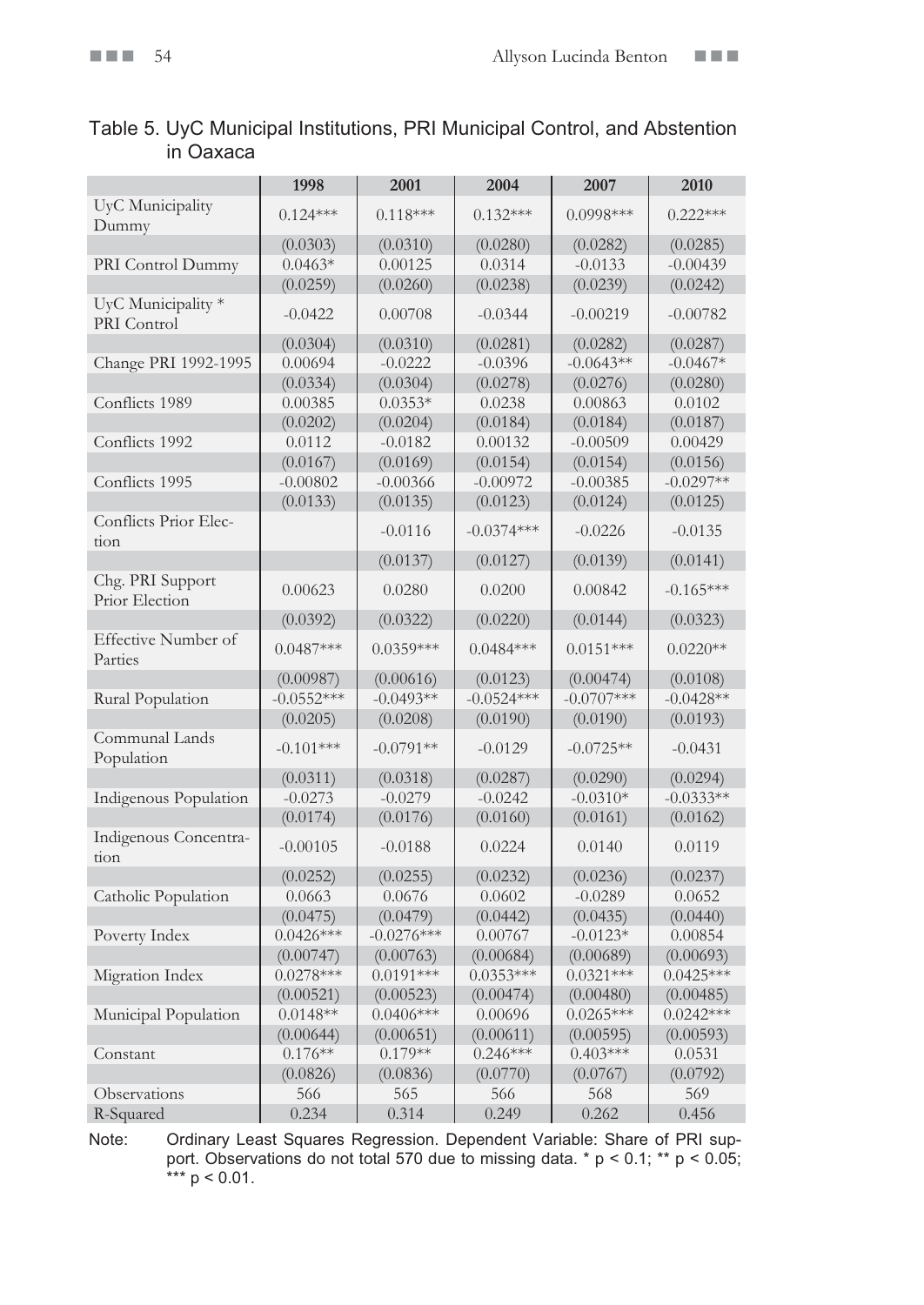Table 5. UyC Municipal Institutions, PRI Municipal Control, and Abstention in Oaxaca

| | 1998 | 2001 | 2004 | 2007 | 2010 |
|---|---|---|---|---|---|
| UyC Municipality Dummy | 0.124*** | 0.118*** | 0.132*** | 0.0998*** | 0.222*** |
| | (0.0303) | (0.0310) | (0.0280) | (0.0282) | (0.0285) |
| PRI Control Dummy | 0.0463* | 0.00125 | 0.0314 | -0.0133 | -0.00439 |
| | (0.0259) | (0.0260) | (0.0238) | (0.0239) | (0.0242) |
| UyC Municipality * PRI Control | -0.0422 | 0.00708 | -0.0344 | -0.00219 | -0.00782 |
| | (0.0304) | (0.0310) | (0.0281) | (0.0282) | (0.0287) |
| Change PRI 1992-1995 | 0.00694 | -0.0222 | -0.0396 | -0.0643** | -0.0467* |
| | (0.0334) | (0.0304) | (0.0278) | (0.0276) | (0.0280) |
| Conflicts 1989 | 0.00385 | 0.0353* | 0.0238 | 0.00863 | 0.0102 |
| | (0.0202) | (0.0204) | (0.0184) | (0.0184) | (0.0187) |
| Conflicts 1992 | 0.0112 | -0.0182 | 0.00132 | -0.00509 | 0.00429 |
| | (0.0167) | (0.0169) | (0.0154) | (0.0154) | (0.0156) |
| Conflicts 1995 | -0.00802 | -0.00366 | -0.00972 | -0.00385 | -0.0297** |
| | (0.0133) | (0.0135) | (0.0123) | (0.0124) | (0.0125) |
| Conflicts Prior Election | | -0.0116 | -0.0374*** | -0.0226 | -0.0135 |
| | | (0.0137) | (0.0127) | (0.0139) | (0.0141) |
| Chg. PRI Support Prior Election | 0.00623 | 0.0280 | 0.0200 | 0.00842 | -0.165*** |
| | (0.0392) | (0.0322) | (0.0220) | (0.0144) | (0.0323) |
| Effective Number of Parties | 0.0487*** | 0.0359*** | 0.0484*** | 0.0151*** | 0.0220** |
| | (0.00987) | (0.00616) | (0.0123) | (0.00474) | (0.0108) |
| Rural Population | -0.0552*** | -0.0493** | -0.0524*** | -0.0707*** | -0.0428** |
| | (0.0205) | (0.0208) | (0.0190) | (0.0190) | (0.0193) |
| Communal Lands Population | -0.101*** | -0.0791** | -0.0129 | -0.0725** | -0.0431 |
| | (0.0311) | (0.0318) | (0.0287) | (0.0290) | (0.0294) |
| Indigenous Population | -0.0273 | -0.0279 | -0.0242 | -0.0310* | -0.0333** |
| | (0.0174) | (0.0176) | (0.0160) | (0.0161) | (0.0162) |
| Indigenous Concentration | -0.00105 | -0.0188 | 0.0224 | 0.0140 | 0.0119 |
| | (0.0252) | (0.0255) | (0.0232) | (0.0236) | (0.0237) |
| Catholic Population | 0.0663 | 0.0676 | 0.0602 | -0.0289 | 0.0652 |
| | (0.0475) | (0.0479) | (0.0442) | (0.0435) | (0.0440) |
| Poverty Index | 0.0426*** | -0.0276*** | 0.00767 | -0.0123* | 0.00854 |
| | (0.00747) | (0.00763) | (0.00684) | (0.00689) | (0.00693) |
| Migration Index | 0.0278*** | 0.0191*** | 0.0353*** | 0.0321*** | 0.0425*** |
| | (0.00521) | (0.00523) | (0.00474) | (0.00480) | (0.00485) |
| Municipal Population | 0.0148** | 0.0406*** | 0.00696 | 0.0265*** | 0.0242*** |
| | (0.00644) | (0.00651) | (0.00611) | (0.00595) | (0.00593) |
| Constant | 0.176** | 0.179** | 0.246*** | 0.403*** | 0.0531 |
| | (0.0826) | (0.0836) | (0.0770) | (0.0767) | (0.0792) |
| Observations | 566 | 565 | 566 | 568 | 569 |
| R-Squared | 0.234 | 0.314 | 0.249 | 0.262 | 0.456 |

Note: Ordinary Least Squares Regression. Dependent Variable: Share of PRI support. Observations do not total 570 due to missing data. * $p < 0.1$; ** $p < 0.05$; *** $p < 0.01$.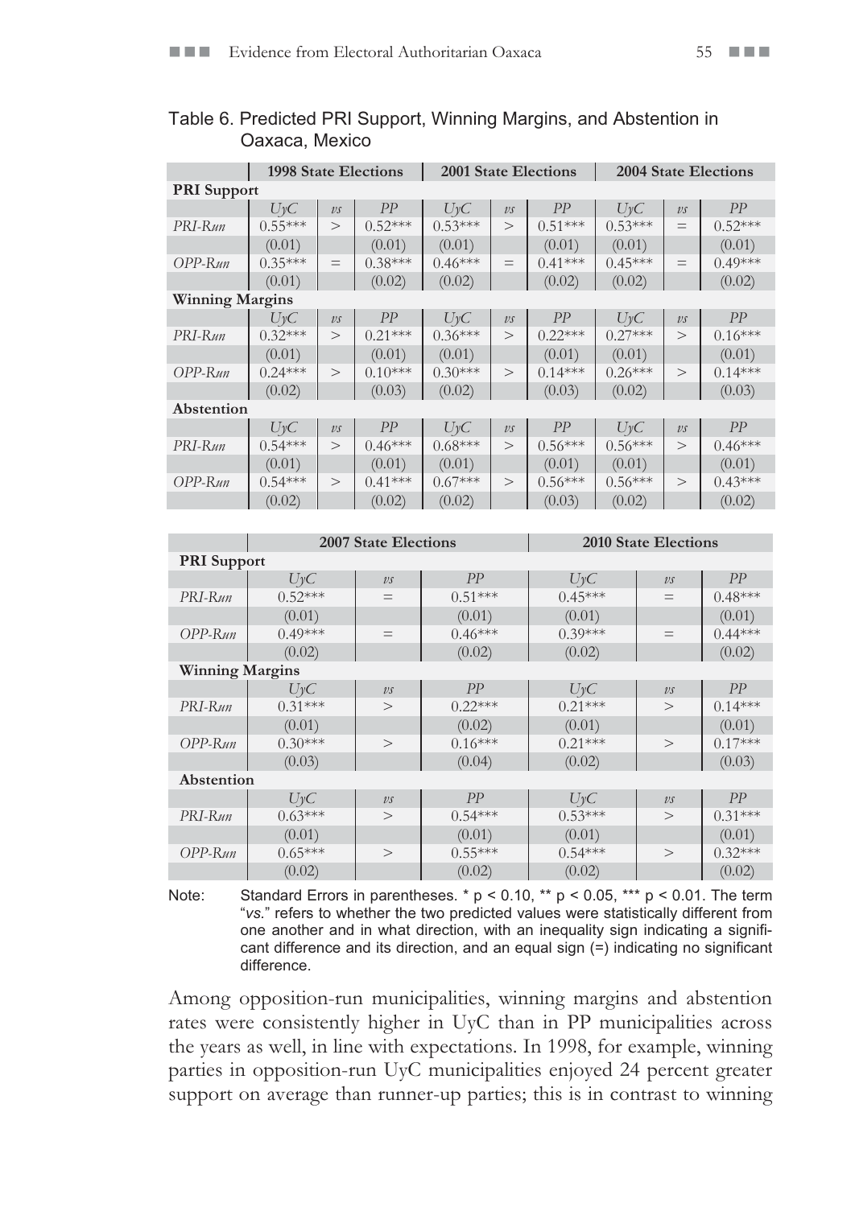Table 6. Predicted PRI Support, Winning Margins, and Abstention in Oaxaca, Mexico

| | 1998 State Elections | | | 2001 State Elections | | | 2004 State Elections | | |
|---|---|---|---|---|---|---|---|---|---|
| **PRI Support** | | | | | | | | | |
| | *UyC* | *vs* | *PP* | *UyC* | *vs* | *PP* | *UyC* | *vs* | *PP* |
| *PRI-Run* | 0.55*** | > | 0.52*** | 0.53*** | > | 0.51*** | 0.53*** | = | 0.52*** |
| | (0.01) | | (0.01) | (0.01) | | (0.01) | (0.01) | | (0.01) |
| *OPP-Run* | 0.35*** | = | 0.38*** | 0.46*** | = | 0.41*** | 0.45*** | = | 0.49*** |
| | (0.01) | | (0.02) | (0.02) | | (0.02) | (0.02) | | (0.02) |
| **Winning Margins** | | | | | | | | | |
| | *UyC* | *vs* | *PP* | *UyC* | *vs* | *PP* | *UyC* | *vs* | *PP* |
| *PRI-Run* | 0.32*** | > | 0.21*** | 0.36*** | > | 0.22*** | 0.27*** | > | 0.16*** |
| | (0.01) | | (0.01) | (0.01) | | (0.02) | (0.01) | | (0.01) |
| *OPP-Run* | 0.24*** | > | 0.10*** | 0.30*** | > | 0.14*** | 0.26*** | > | 0.14*** |
| | (0.02) | | (0.03) | (0.02) | | (0.03) | (0.02) | | (0.03) |
| **Abstention** | | | | | | | | | |
| | *UyC* | *vs* | *PP* | *UyC* | *vs* | *PP* | *UyC* | *vs* | *PP* |
| *PRI-Run* | 0.54*** | > | 0.46*** | 0.68*** | > | 0.56*** | 0.56*** | > | 0.46*** |
| | (0.01) | | (0.01) | (0.01) | | (0.01) | (0.01) | | (0.01) |
| *OPP-Run* | 0.54*** | > | 0.41*** | 0.67*** | > | 0.56*** | 0.56*** | > | 0.43*** |
| | (0.02) | | (0.02) | (0.02) | | (0.03) | (0.02) | | (0.02) |

| | 2007 State Elections | | | 2010 State Elections | | |
|---|---|---|---|---|---|---|
| **PRI Support** | | | | | | |
| | *UyC* | *vs* | *PP* | *UyC* | *vs* | *PP* |
| *PRI-Run* | 0.52*** | = | 0.51*** | 0.45*** | = | 0.48*** |
| | (0.01) | | (0.01) | (0.01) | | (0.01) |
| *OPP-Run* | 0.49*** | = | 0.46*** | 0.39*** | = | 0.44*** |
| | (0.02) | | (0.02) | (0.02) | | (0.02) |
| **Winning Margins** | | | | | | |
| | *UyC* | *vs* | *PP* | *UyC* | *vs* | *PP* |
| *PRI-Run* | 0.31*** | > | 0.22*** | 0.21*** | > | 0.14*** |
| | (0.01) | | (0.02) | (0.01) | | (0.01) |
| *OPP-Run* | 0.30*** | > | 0.16*** | 0.21*** | > | 0.17*** |
| | (0.03) | | (0.04) | (0.02) | | (0.03) |
| **Abstention** | | | | | | |
| | *UyC* | *vs* | *PP* | *UyC* | *vs* | *PP* |
| *PRI-Run* | 0.63*** | > | 0.54*** | 0.53*** | > | 0.31*** |
| | (0.01) | | (0.01) | (0.01) | | (0.01) |
| *OPP-Run* | 0.65*** | > | 0.55*** | 0.54*** | > | 0.32*** |
| | (0.02) | | (0.02) | (0.02) | | (0.02) |

Note: Standard Errors in parentheses. * $p < 0.10$, ** $p < 0.05$, *** $p < 0.01$. The term "*vs.*" refers to whether the two predicted values were statistically different from one another and in what direction, with an inequality sign indicating a significant difference and its direction, and an equal sign (=) indicating no significant difference.

Among opposition-run municipalities, winning margins and abstention rates were consistently higher in UyC than in PP municipalities across the years as well, in line with expectations. In 1998, for example, winning parties in opposition-run UyC municipalities enjoyed 24 percent greater support on average than runner-up parties; this is in contrast to winning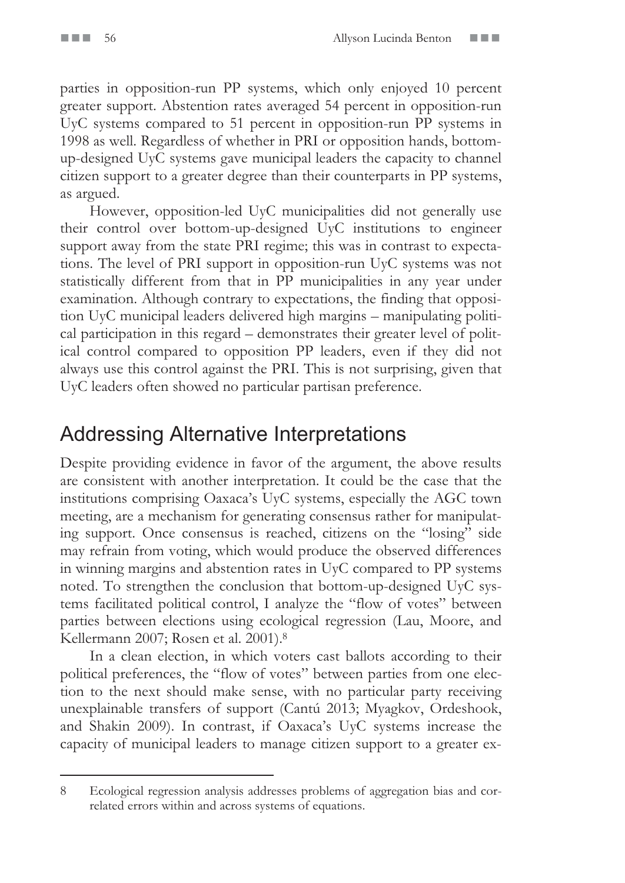parties in opposition-run PP systems, which only enjoyed 10 percent greater support. Abstention rates averaged 54 percent in opposition-run UyC systems compared to 51 percent in opposition-run PP systems in 1998 as well. Regardless of whether in PRI or opposition hands, bottom-up-designed UyC systems gave municipal leaders the capacity to channel citizen support to a greater degree than their counterparts in PP systems, as argued.

However, opposition-led UyC municipalities did not generally use their control over bottom-up-designed UyC institutions to engineer support away from the state PRI regime; this was in contrast to expectations. The level of PRI support in opposition-run UyC systems was not statistically different from that in PP municipalities in any year under examination. Although contrary to expectations, the finding that opposition UyC municipal leaders delivered high margins – manipulating political participation in this regard – demonstrates their greater level of political control compared to opposition PP leaders, even if they did not always use this control against the PRI. This is not surprising, given that UyC leaders often showed no particular partisan preference.

## Addressing Alternative Interpretations

Despite providing evidence in favor of the argument, the above results are consistent with another interpretation. It could be the case that the institutions comprising Oaxaca's UyC systems, especially the AGC town meeting, are a mechanism for generating consensus rather for manipulating support. Once consensus is reached, citizens on the "losing" side may refrain from voting, which would produce the observed differences in winning margins and abstention rates in UyC compared to PP systems noted. To strengthen the conclusion that bottom-up-designed UyC systems facilitated political control, I analyze the "flow of votes" between parties between elections using ecological regression (Lau, Moore, and Kellermann 2007; Rosen et al. 2001).[8]

In a clean election, in which voters cast ballots according to their political preferences, the "flow of votes" between parties from one election to the next should make sense, with no particular party receiving unexplainable transfers of support (Cantú 2013; Myagkov, Ordeshook, and Shakin 2009). In contrast, if Oaxaca's UyC systems increase the capacity of municipal leaders to manage citizen support to a greater ex-

---

8 Ecological regression analysis addresses problems of aggregation bias and correlated errors within and across systems of equations.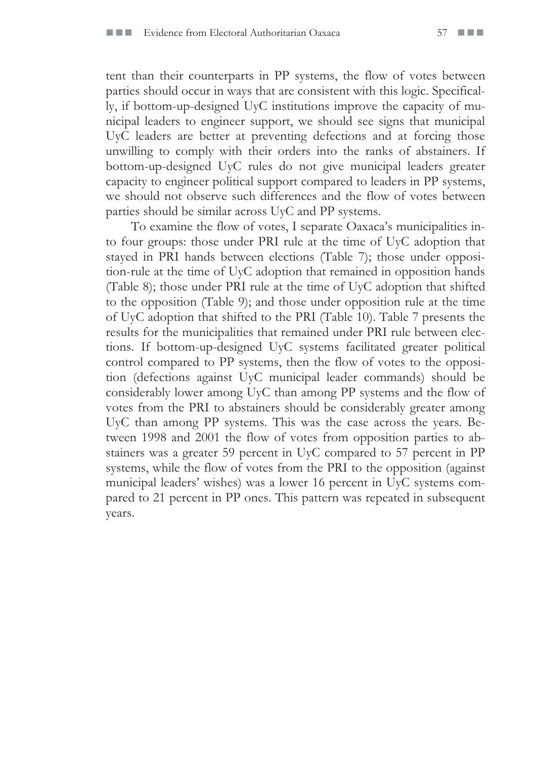tent than their counterparts in PP systems, the flow of votes between parties should occur in ways that are consistent with this logic. Specifically, if bottom-up-designed UyC institutions improve the capacity of municipal leaders to engineer support, we should see signs that municipal UyC leaders are better at preventing defections and at forcing those unwilling to comply with their orders into the ranks of abstainers. If bottom-up-designed UyC rules do not give municipal leaders greater capacity to engineer political support compared to leaders in PP systems, we should not observe such differences and the flow of votes between parties should be similar across UyC and PP systems.

To examine the flow of votes, I separate Oaxaca's municipalities into four groups: those under PRI rule at the time of UyC adoption that stayed in PRI hands between elections (Table 7); those under opposition-rule at the time of UyC adoption that remained in opposition hands (Table 8); those under PRI rule at the time of UyC adoption that shifted to the opposition (Table 9); and those under opposition rule at the time of UyC adoption that shifted to the PRI (Table 10). Table 7 presents the results for the municipalities that remained under PRI rule between elections. If bottom-up-designed UyC systems facilitated greater political control compared to PP systems, then the flow of votes to the opposition (defections against UyC municipal leader commands) should be considerably lower among UyC than among PP systems and the flow of votes from the PRI to abstainers should be considerably greater among UyC than among PP systems. This was the case across the years. Between 1998 and 2001 the flow of votes from opposition parties to abstainers was a greater 59 percent in UyC compared to 57 percent in PP systems, while the flow of votes from the PRI to the opposition (against municipal leaders' wishes) was a lower 16 percent in UyC systems compared to 21 percent in PP ones. This pattern was repeated in subsequent years.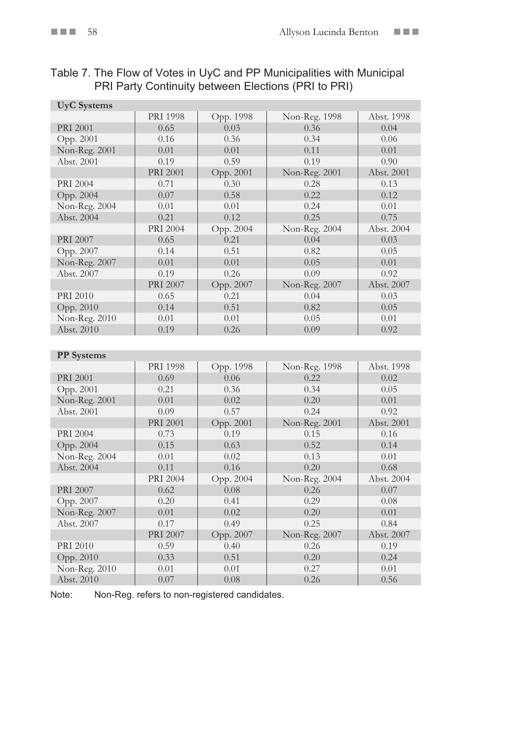Table 7. The Flow of Votes in UyC and PP Municipalities with Municipal PRI Party Continuity between Elections (PRI to PRI)

| **UyC Systems** | | | | |
|---|---|---|---|---|
| | PRI 1998 | Opp. 1998 | Non-Reg. 1998 | Abst. 1998 |
| PRI 2001 | 0.65 | 0.03 | 0.36 | 0.04 |
| Opp. 2001 | 0.16 | 0.36 | 0.34 | 0.06 |
| Non-Reg. 2001 | 0.01 | 0.01 | 0.11 | 0.01 |
| Abst. 2001 | 0.19 | 0.59 | 0.19 | 0.90 |
| | PRI 2001 | Opp. 2001 | Non-Reg. 2001 | Abst. 2001 |
| PRI 2004 | 0.71 | 0.30 | 0.28 | 0.13 |
| Opp. 2004 | 0.07 | 0.58 | 0.22 | 0.12 |
| Non-Reg. 2004 | 0.01 | 0.01 | 0.24 | 0.01 |
| Abst. 2004 | 0.21 | 0.12 | 0.25 | 0.75 |
| | PRI 2004 | Opp. 2004 | Non-Reg. 2004 | Abst. 2004 |
| PRI 2007 | 0.65 | 0.21 | 0.04 | 0.03 |
| Opp. 2007 | 0.14 | 0.51 | 0.82 | 0.05 |
| Non-Reg. 2007 | 0.01 | 0.01 | 0.05 | 0.01 |
| Abst. 2007 | 0.19 | 0.26 | 0.09 | 0.92 |
| | PRI 2007 | Opp. 2007 | Non-Reg. 2007 | Abst. 2007 |
| PRI 2010 | 0.65 | 0.21 | 0.04 | 0.03 |
| Opp. 2010 | 0.14 | 0.51 | 0.82 | 0.05 |
| Non-Reg. 2010 | 0.01 | 0.01 | 0.05 | 0.01 |
| Abst. 2010 | 0.19 | 0.26 | 0.09 | 0.92 |

| **PP Systems** | | | | |
|---|---|---|---|---|
| | PRI 1998 | Opp. 1998 | Non-Reg. 1998 | Abst. 1998 |
| PRI 2001 | 0.69 | 0.06 | 0.22 | 0.02 |
| Opp. 2001 | 0.21 | 0.36 | 0.34 | 0.05 |
| Non-Reg. 2001 | 0.01 | 0.02 | 0.20 | 0.01 |
| Abst. 2001 | 0.09 | 0.57 | 0.24 | 0.92 |
| | PRI 2001 | Opp. 2001 | Non-Reg. 2001 | Abst. 2001 |
| PRI 2004 | 0.73 | 0.19 | 0.15 | 0.16 |
| Opp. 2004 | 0.15 | 0.63 | 0.52 | 0.14 |
| Non-Reg. 2004 | 0.01 | 0.02 | 0.13 | 0.01 |
| Abst. 2004 | 0.11 | 0.16 | 0.20 | 0.68 |
| | PRI 2004 | Opp. 2004 | Non-Reg. 2004 | Abst. 2004 |
| PRI 2007 | 0.62 | 0.08 | 0.26 | 0.07 |
| Opp. 2007 | 0.20 | 0.41 | 0.29 | 0.08 |
| Non-Reg. 2007 | 0.01 | 0.02 | 0.20 | 0.01 |
| Abst. 2007 | 0.17 | 0.49 | 0.25 | 0.84 |
| | PRI 2007 | Opp. 2007 | Non-Reg. 2007 | Abst. 2007 |
| PRI 2010 | 0.59 | 0.40 | 0.26 | 0.19 |
| Opp. 2010 | 0.33 | 0.51 | 0.20 | 0.24 |
| Non-Reg. 2010 | 0.01 | 0.01 | 0.27 | 0.01 |
| Abst. 2010 | 0.07 | 0.08 | 0.26 | 0.56 |

Note: Non-Reg. refers to non-registered candidates.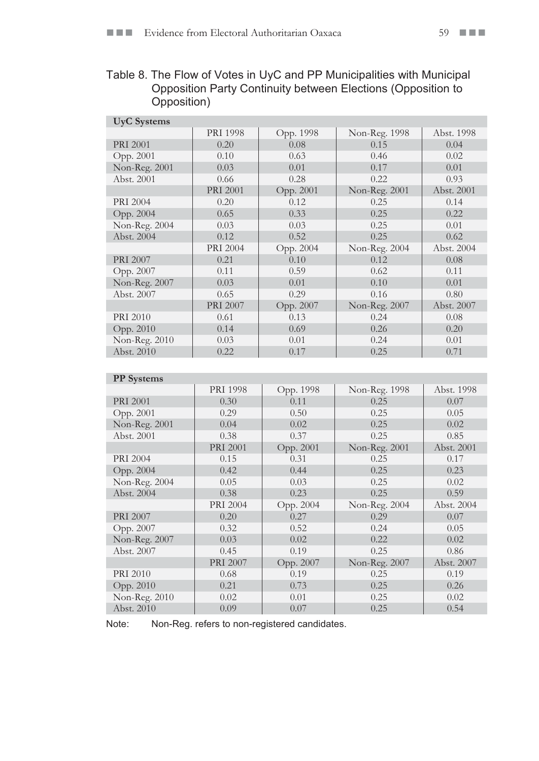Table 8. The Flow of Votes in UyC and PP Municipalities with Municipal Opposition Party Continuity between Elections (Opposition to Opposition)

| **UyC Systems** | | | | |
|---|---|---|---|---|
| | PRI 1998 | Opp. 1998 | Non-Reg. 1998 | Abst. 1998 |
| PRI 2001 | 0.20 | 0.08 | 0.15 | 0.04 |
| Opp. 2001 | 0.10 | 0.63 | 0.46 | 0.02 |
| Non-Reg. 2001 | 0.03 | 0.01 | 0.17 | 0.01 |
| Abst. 2001 | 0.66 | 0.28 | 0.22 | 0.93 |
| | PRI 2001 | Opp. 2001 | Non-Reg. 2001 | Abst. 2001 |
| PRI 2004 | 0.20 | 0.12 | 0.25 | 0.14 |
| Opp. 2004 | 0.65 | 0.33 | 0.25 | 0.22 |
| Non-Reg. 2004 | 0.03 | 0.03 | 0.25 | 0.01 |
| Abst. 2004 | 0.12 | 0.52 | 0.25 | 0.62 |
| | PRI 2004 | Opp. 2004 | Non-Reg. 2004 | Abst. 2004 |
| PRI 2007 | 0.21 | 0.10 | 0.12 | 0.08 |
| Opp. 2007 | 0.11 | 0.59 | 0.62 | 0.11 |
| Non-Reg. 2007 | 0.03 | 0.01 | 0.10 | 0.01 |
| Abst. 2007 | 0.65 | 0.29 | 0.16 | 0.80 |
| | PRI 2007 | Opp. 2007 | Non-Reg. 2007 | Abst. 2007 |
| PRI 2010 | 0.61 | 0.13 | 0.24 | 0.08 |
| Opp. 2010 | 0.14 | 0.69 | 0.26 | 0.20 |
| Non-Reg. 2010 | 0.03 | 0.01 | 0.24 | 0.01 |
| Abst. 2010 | 0.22 | 0.17 | 0.25 | 0.71 |

| **PP Systems** | | | | |
|---|---|---|---|---|
| | PRI 1998 | Opp. 1998 | Non-Reg. 1998 | Abst. 1998 |
| PRI 2001 | 0.30 | 0.11 | 0.25 | 0.07 |
| Opp. 2001 | 0.29 | 0.50 | 0.25 | 0.05 |
| Non-Reg. 2001 | 0.04 | 0.02 | 0.25 | 0.02 |
| Abst. 2001 | 0.38 | 0.37 | 0.25 | 0.85 |
| | PRI 2001 | Opp. 2001 | Non-Reg. 2001 | Abst. 2001 |
| PRI 2004 | 0.15 | 0.31 | 0.25 | 0.17 |
| Opp. 2004 | 0.42 | 0.44 | 0.25 | 0.23 |
| Non-Reg. 2004 | 0.05 | 0.03 | 0.25 | 0.02 |
| Abst. 2004 | 0.38 | 0.23 | 0.25 | 0.59 |
| | PRI 2004 | Opp. 2004 | Non-Reg. 2004 | Abst. 2004 |
| PRI 2007 | 0.20 | 0.27 | 0.29 | 0.07 |
| Opp. 2007 | 0.32 | 0.52 | 0.24 | 0.05 |
| Non-Reg. 2007 | 0.03 | 0.02 | 0.22 | 0.02 |
| Abst. 2007 | 0.45 | 0.19 | 0.25 | 0.86 |
| | PRI 2007 | Opp. 2007 | Non-Reg. 2007 | Abst. 2007 |
| PRI 2010 | 0.68 | 0.19 | 0.25 | 0.19 |
| Opp. 2010 | 0.21 | 0.73 | 0.25 | 0.26 |
| Non-Reg. 2010 | 0.02 | 0.01 | 0.25 | 0.02 |
| Abst. 2010 | 0.09 | 0.07 | 0.25 | 0.54 |

Note: Non-Reg. refers to non-registered candidates.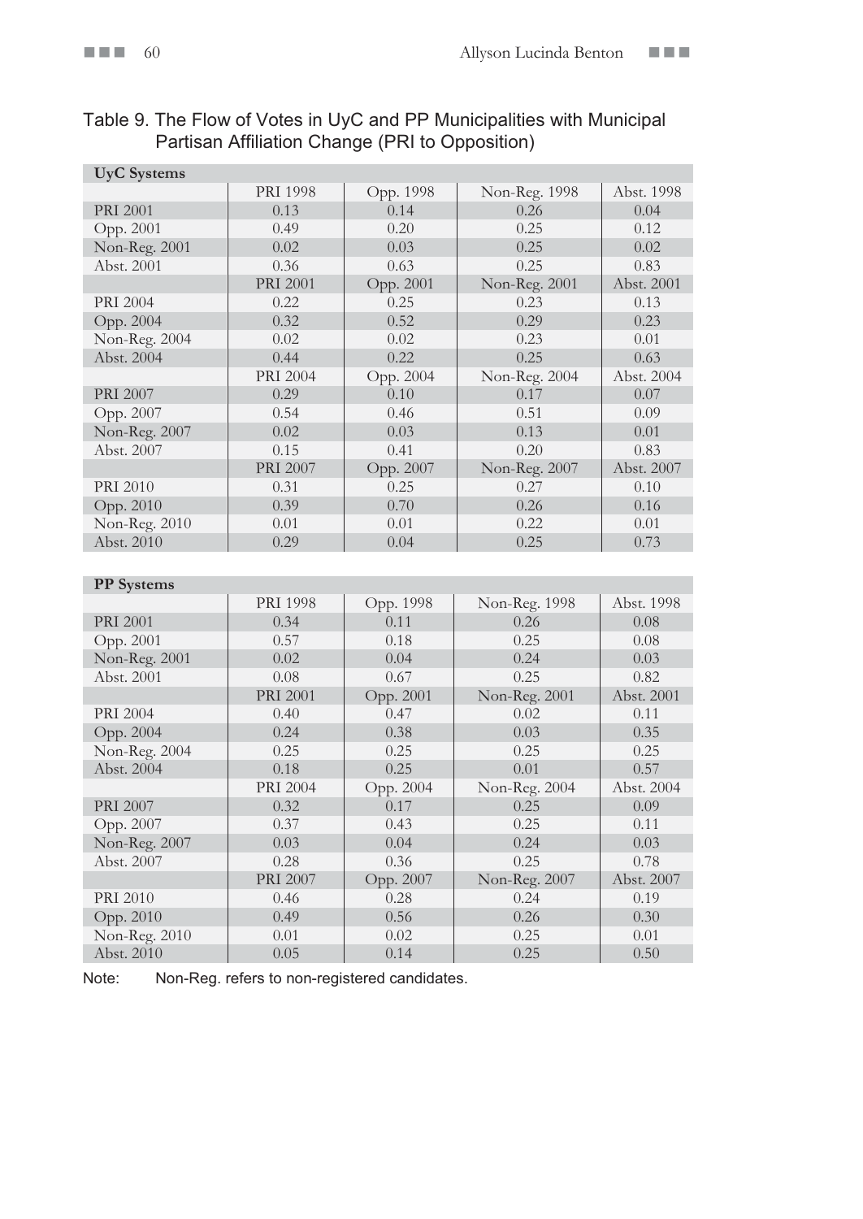Table 9. The Flow of Votes in UyC and PP Municipalities with Municipal Partisan Affiliation Change (PRI to Opposition)

| **UyC Systems** | | | | |
|---|---|---|---|---|
| | PRI 1998 | Opp. 1998 | Non-Reg. 1998 | Abst. 1998 |
| PRI 2001 | 0.13 | 0.14 | 0.26 | 0.04 |
| Opp. 2001 | 0.49 | 0.20 | 0.25 | 0.12 |
| Non-Reg. 2001 | 0.02 | 0.03 | 0.25 | 0.02 |
| Abst. 2001 | 0.36 | 0.63 | 0.25 | 0.83 |
| | PRI 2001 | Opp. 2001 | Non-Reg. 2001 | Abst. 2001 |
| PRI 2004 | 0.22 | 0.25 | 0.23 | 0.13 |
| Opp. 2004 | 0.32 | 0.52 | 0.29 | 0.23 |
| Non-Reg. 2004 | 0.02 | 0.02 | 0.23 | 0.01 |
| Abst. 2004 | 0.44 | 0.22 | 0.25 | 0.63 |
| | PRI 2004 | Opp. 2004 | Non-Reg. 2004 | Abst. 2004 |
| PRI 2007 | 0.29 | 0.10 | 0.17 | 0.07 |
| Opp. 2007 | 0.54 | 0.46 | 0.51 | 0.09 |
| Non-Reg. 2007 | 0.02 | 0.03 | 0.13 | 0.01 |
| Abst. 2007 | 0.15 | 0.41 | 0.20 | 0.83 |
| | PRI 2007 | Opp. 2007 | Non-Reg. 2007 | Abst. 2007 |
| PRI 2010 | 0.31 | 0.25 | 0.27 | 0.10 |
| Opp. 2010 | 0.39 | 0.70 | 0.26 | 0.16 |
| Non-Reg. 2010 | 0.01 | 0.01 | 0.22 | 0.01 |
| Abst. 2010 | 0.29 | 0.04 | 0.25 | 0.73 |

| **PP Systems** | | | | |
|---|---|---|---|---|
| | PRI 1998 | Opp. 1998 | Non-Reg. 1998 | Abst. 1998 |
| PRI 2001 | 0.34 | 0.11 | 0.26 | 0.08 |
| Opp. 2001 | 0.57 | 0.18 | 0.25 | 0.08 |
| Non-Reg. 2001 | 0.02 | 0.04 | 0.24 | 0.03 |
| Abst. 2001 | 0.08 | 0.67 | 0.25 | 0.82 |
| | PRI 2001 | Opp. 2001 | Non-Reg. 2001 | Abst. 2001 |
| PRI 2004 | 0.40 | 0.47 | 0.02 | 0.11 |
| Opp. 2004 | 0.24 | 0.38 | 0.03 | 0.35 |
| Non-Reg. 2004 | 0.25 | 0.25 | 0.25 | 0.25 |
| Abst. 2004 | 0.18 | 0.25 | 0.01 | 0.57 |
| | PRI 2004 | Opp. 2004 | Non-Reg. 2004 | Abst. 2004 |
| PRI 2007 | 0.32 | 0.17 | 0.25 | 0.09 |
| Opp. 2007 | 0.37 | 0.43 | 0.25 | 0.11 |
| Non-Reg. 2007 | 0.03 | 0.04 | 0.24 | 0.03 |
| Abst. 2007 | 0.28 | 0.36 | 0.25 | 0.78 |
| | PRI 2007 | Opp. 2007 | Non-Reg. 2007 | Abst. 2007 |
| PRI 2010 | 0.46 | 0.28 | 0.24 | 0.19 |
| Opp. 2010 | 0.49 | 0.56 | 0.26 | 0.30 |
| Non-Reg. 2010 | 0.01 | 0.02 | 0.25 | 0.01 |
| Abst. 2010 | 0.05 | 0.14 | 0.25 | 0.50 |

Note: Non-Reg. refers to non-registered candidates.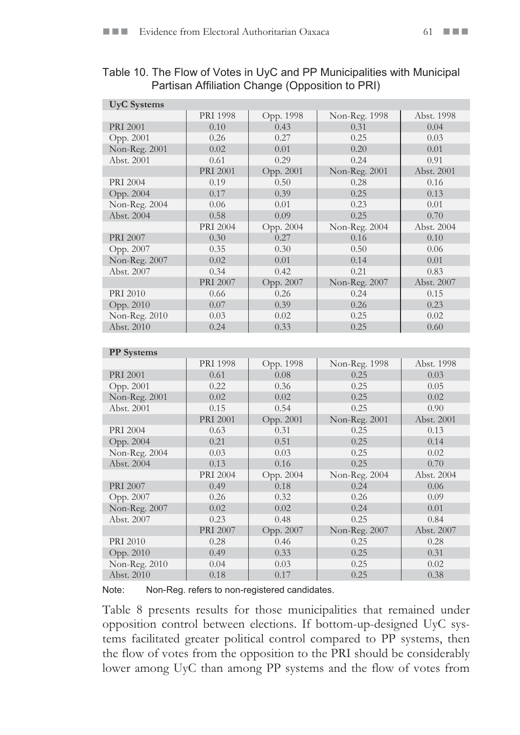Table 10. The Flow of Votes in UyC and PP Municipalities with Municipal Partisan Affiliation Change (Opposition to PRI)

| **UyC Systems** | | | | |
|---|---|---|---|---|
| | PRI 1998 | Opp. 1998 | Non-Reg. 1998 | Abst. 1998 |
| PRI 2001 | 0.10 | 0.43 | 0.31 | 0.04 |
| Opp. 2001 | 0.26 | 0.27 | 0.25 | 0.03 |
| Non-Reg. 2001 | 0.02 | 0.01 | 0.20 | 0.01 |
| Abst. 2001 | 0.61 | 0.29 | 0.24 | 0.91 |
| | PRI 2001 | Opp. 2001 | Non-Reg. 2001 | Abst. 2001 |
| PRI 2004 | 0.19 | 0.50 | 0.28 | 0.16 |
| Opp. 2004 | 0.17 | 0.39 | 0.25 | 0.13 |
| Non-Reg. 2004 | 0.06 | 0.01 | 0.23 | 0.01 |
| Abst. 2004 | 0.58 | 0.09 | 0.25 | 0.70 |
| | PRI 2004 | Opp. 2004 | Non-Reg. 2004 | Abst. 2004 |
| PRI 2007 | 0.30 | 0.27 | 0.16 | 0.10 |
| Opp. 2007 | 0.35 | 0.30 | 0.50 | 0.06 |
| Non-Reg. 2007 | 0.02 | 0.01 | 0.14 | 0.01 |
| Abst. 2007 | 0.34 | 0.42 | 0.21 | 0.83 |
| | PRI 2007 | Opp. 2007 | Non-Reg. 2007 | Abst. 2007 |
| PRI 2010 | 0.66 | 0.26 | 0.24 | 0.15 |
| Opp. 2010 | 0.07 | 0.39 | 0.26 | 0.23 |
| Non-Reg. 2010 | 0.03 | 0.02 | 0.25 | 0.02 |
| Abst. 2010 | 0.24 | 0.33 | 0.25 | 0.60 |

| **PP Systems** | | | | |
|---|---|---|---|---|
| | PRI 1998 | Opp. 1998 | Non-Reg. 1998 | Abst. 1998 |
| PRI 2001 | 0.61 | 0.08 | 0.25 | 0.03 |
| Opp. 2001 | 0.22 | 0.36 | 0.25 | 0.05 |
| Non-Reg. 2001 | 0.02 | 0.02 | 0.25 | 0.02 |
| Abst. 2001 | 0.15 | 0.54 | 0.25 | 0.90 |
| | PRI 2001 | Opp. 2001 | Non-Reg. 2001 | Abst. 2001 |
| PRI 2004 | 0.63 | 0.31 | 0.25 | 0.13 |
| Opp. 2004 | 0.21 | 0.51 | 0.25 | 0.14 |
| Non-Reg. 2004 | 0.03 | 0.03 | 0.25 | 0.02 |
| Abst. 2004 | 0.13 | 0.16 | 0.25 | 0.70 |
| | PRI 2004 | Opp. 2004 | Non-Reg. 2004 | Abst. 2004 |
| PRI 2007 | 0.49 | 0.18 | 0.24 | 0.06 |
| Opp. 2007 | 0.26 | 0.32 | 0.26 | 0.09 |
| Non-Reg. 2007 | 0.02 | 0.02 | 0.24 | 0.01 |
| Abst. 2007 | 0.23 | 0.48 | 0.25 | 0.84 |
| | PRI 2007 | Opp. 2007 | Non-Reg. 2007 | Abst. 2007 |
| PRI 2010 | 0.28 | 0.46 | 0.25 | 0.28 |
| Opp. 2010 | 0.49 | 0.33 | 0.25 | 0.31 |
| Non-Reg. 2010 | 0.04 | 0.03 | 0.25 | 0.02 |
| Abst. 2010 | 0.18 | 0.17 | 0.25 | 0.38 |

Note: Non-Reg. refers to non-registered candidates.

Table 8 presents results for those municipalities that remained under opposition control between elections. If bottom-up-designed UyC systems facilitated greater political control compared to PP systems, then the flow of votes from the opposition to the PRI should be considerably lower among UyC than among PP systems and the flow of votes from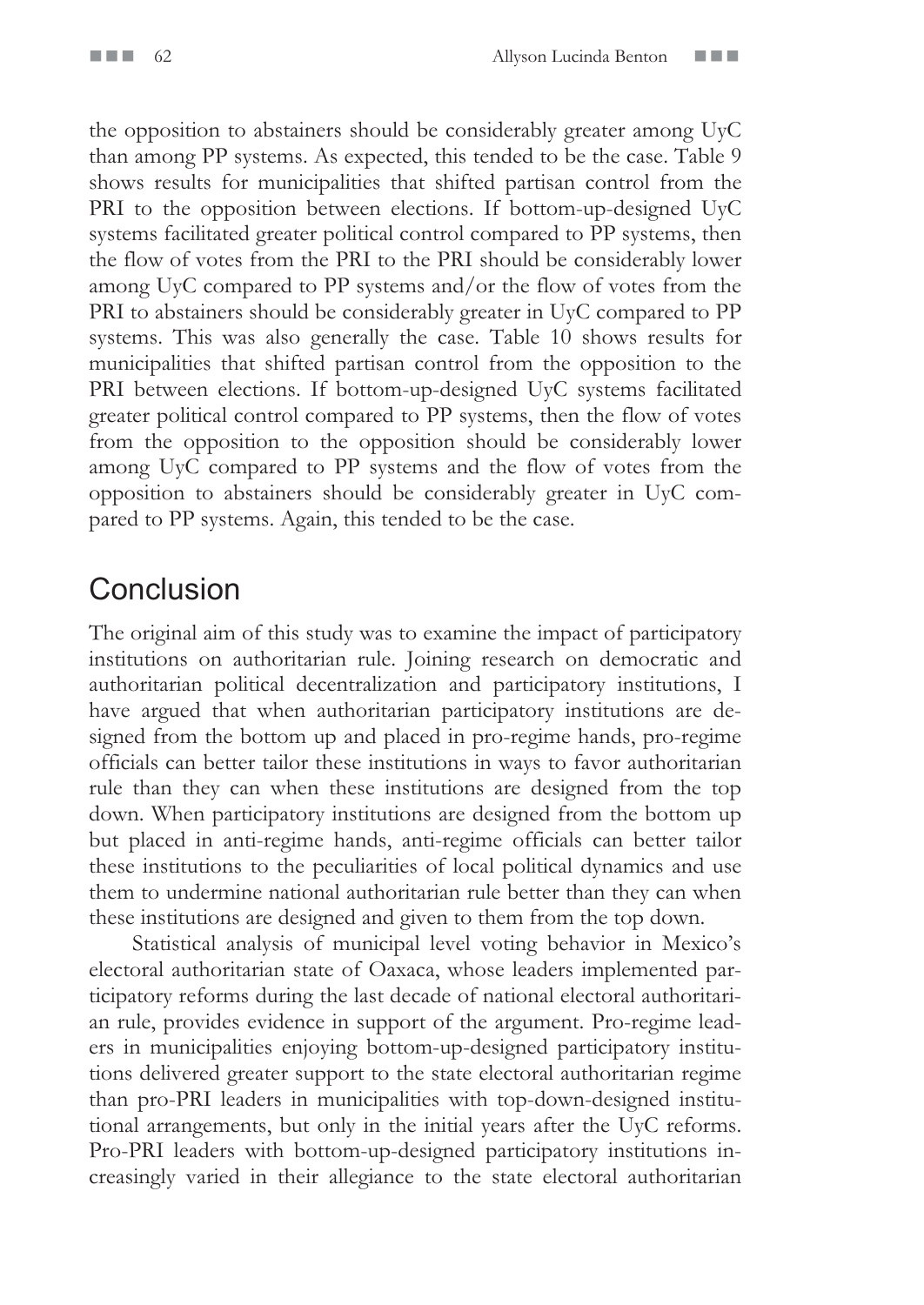the opposition to abstainers should be considerably greater among UyC than among PP systems. As expected, this tended to be the case. Table 9 shows results for municipalities that shifted partisan control from the PRI to the opposition between elections. If bottom-up-designed UyC systems facilitated greater political control compared to PP systems, then the flow of votes from the PRI to the PRI should be considerably lower among UyC compared to PP systems and/or the flow of votes from the PRI to abstainers should be considerably greater in UyC compared to PP systems. This was also generally the case. Table 10 shows results for municipalities that shifted partisan control from the opposition to the PRI between elections. If bottom-up-designed UyC systems facilitated greater political control compared to PP systems, then the flow of votes from the opposition to the opposition should be considerably lower among UyC compared to PP systems and the flow of votes from the opposition to abstainers should be considerably greater in UyC compared to PP systems. Again, this tended to be the case.

## Conclusion

The original aim of this study was to examine the impact of participatory institutions on authoritarian rule. Joining research on democratic and authoritarian political decentralization and participatory institutions, I have argued that when authoritarian participatory institutions are designed from the bottom up and placed in pro-regime hands, pro-regime officials can better tailor these institutions in ways to favor authoritarian rule than they can when these institutions are designed from the top down. When participatory institutions are designed from the bottom up but placed in anti-regime hands, anti-regime officials can better tailor these institutions to the peculiarities of local political dynamics and use them to undermine national authoritarian rule better than they can when these institutions are designed and given to them from the top down.

Statistical analysis of municipal level voting behavior in Mexico's electoral authoritarian state of Oaxaca, whose leaders implemented participatory reforms during the last decade of national electoral authoritarian rule, provides evidence in support of the argument. Pro-regime leaders in municipalities enjoying bottom-up-designed participatory institutions delivered greater support to the state electoral authoritarian regime than pro-PRI leaders in municipalities with top-down-designed institutional arrangements, but only in the initial years after the UyC reforms. Pro-PRI leaders with bottom-up-designed participatory institutions increasingly varied in their allegiance to the state electoral authoritarian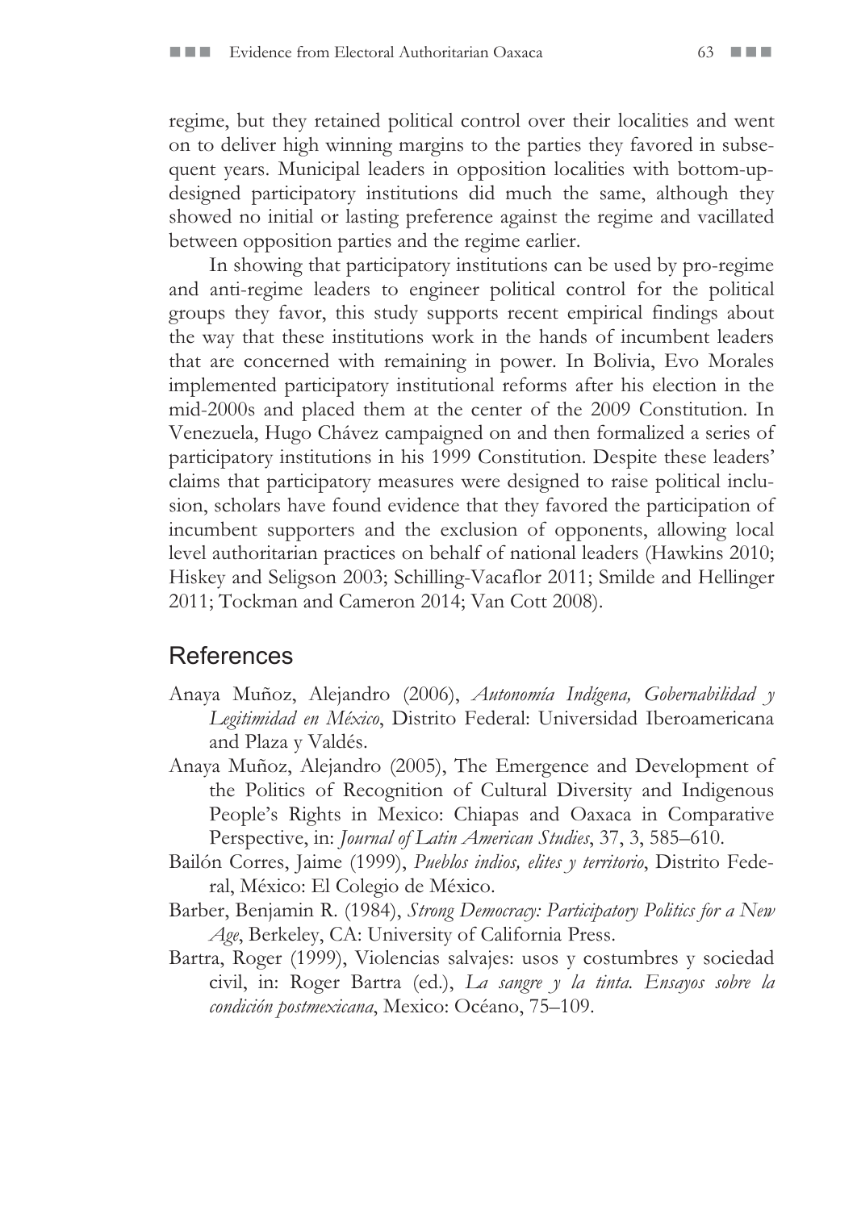regime, but they retained political control over their localities and went on to deliver high winning margins to the parties they favored in subsequent years. Municipal leaders in opposition localities with bottom-up-designed participatory institutions did much the same, although they showed no initial or lasting preference against the regime and vacillated between opposition parties and the regime earlier.

In showing that participatory institutions can be used by pro-regime and anti-regime leaders to engineer political control for the political groups they favor, this study supports recent empirical findings about the way that these institutions work in the hands of incumbent leaders that are concerned with remaining in power. In Bolivia, Evo Morales implemented participatory institutional reforms after his election in the mid-2000s and placed them at the center of the 2009 Constitution. In Venezuela, Hugo Chávez campaigned on and then formalized a series of participatory institutions in his 1999 Constitution. Despite these leaders' claims that participatory measures were designed to raise political inclusion, scholars have found evidence that they favored the participation of incumbent supporters and the exclusion of opponents, allowing local level authoritarian practices on behalf of national leaders (Hawkins 2010; Hiskey and Seligson 2003; Schilling-Vacaflor 2011; Smilde and Hellinger 2011; Tockman and Cameron 2014; Van Cott 2008).

## References

Anaya Muñoz, Alejandro (2006), *Autonomía Indígena, Gobernabilidad y Legitimidad en México*, Distrito Federal: Universidad Iberoamericana and Plaza y Valdés.

Anaya Muñoz, Alejandro (2005), The Emergence and Development of the Politics of Recognition of Cultural Diversity and Indigenous People's Rights in Mexico: Chiapas and Oaxaca in Comparative Perspective, in: *Journal of Latin American Studies*, 37, 3, 585–610.

Bailón Corres, Jaime (1999), *Pueblos indios, elites y territorio*, Distrito Federal, México: El Colegio de México.

Barber, Benjamin R. (1984), *Strong Democracy: Participatory Politics for a New Age*, Berkeley, CA: University of California Press.

Bartra, Roger (1999), Violencias salvajes: usos y costumbres y sociedad civil, in: Roger Bartra (ed.), *La sangre y la tinta. Ensayos sobre la condición postmexicana*, Mexico: Océano, 75–109.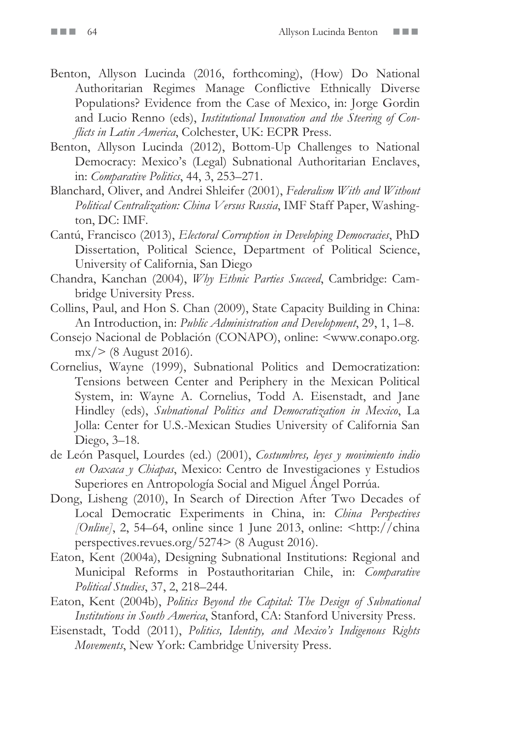Benton, Allyson Lucinda (2016, forthcoming), (How) Do National Authoritarian Regimes Manage Conflictive Ethnically Diverse Populations? Evidence from the Case of Mexico, in: Jorge Gordin and Lucio Renno (eds), *Institutional Innovation and the Steering of Conflicts in Latin America*, Colchester, UK: ECPR Press.

Benton, Allyson Lucinda (2012), Bottom-Up Challenges to National Democracy: Mexico's (Legal) Subnational Authoritarian Enclaves, in: *Comparative Politics*, 44, 3, 253–271.

Blanchard, Oliver, and Andrei Shleifer (2001), *Federalism With and Without Political Centralization: China Versus Russia*, IMF Staff Paper, Washington, DC: IMF.

Cantú, Francisco (2013), *Electoral Corruption in Developing Democracies*, PhD Dissertation, Political Science, Department of Political Science, University of California, San Diego

Chandra, Kanchan (2004), *Why Ethnic Parties Succeed*, Cambridge: Cambridge University Press.

Collins, Paul, and Hon S. Chan (2009), State Capacity Building in China: An Introduction, in: *Public Administration and Development*, 29, 1, 1–8.

Consejo Nacional de Población (CONAPO), online: <www.conapo.org.mx/> (8 August 2016).

Cornelius, Wayne (1999), Subnational Politics and Democratization: Tensions between Center and Periphery in the Mexican Political System, in: Wayne A. Cornelius, Todd A. Eisenstadt, and Jane Hindley (eds), *Subnational Politics and Democratization in Mexico*, La Jolla: Center for U.S.-Mexican Studies University of California San Diego, 3–18.

de León Pasquel, Lourdes (ed.) (2001), *Costumbres, leyes y movimiento indio en Oaxaca y Chiapas*, Mexico: Centro de Investigaciones y Estudios Superiores en Antropología Social and Miguel Ángel Porrúa.

Dong, Lisheng (2010), In Search of Direction After Two Decades of Local Democratic Experiments in China, in: *China Perspectives [Online]*, 2, 54–64, online since 1 June 2013, online: <http://chinaperspectives.revues.org/5274> (8 August 2016).

Eaton, Kent (2004a), Designing Subnational Institutions: Regional and Municipal Reforms in Postauthoritarian Chile, in: *Comparative Political Studies*, 37, 2, 218–244.

Eaton, Kent (2004b), *Politics Beyond the Capital: The Design of Subnational Institutions in South America*, Stanford, CA: Stanford University Press.

Eisenstadt, Todd (2011), *Politics, Identity, and Mexico's Indigenous Rights Movements*, New York: Cambridge University Press.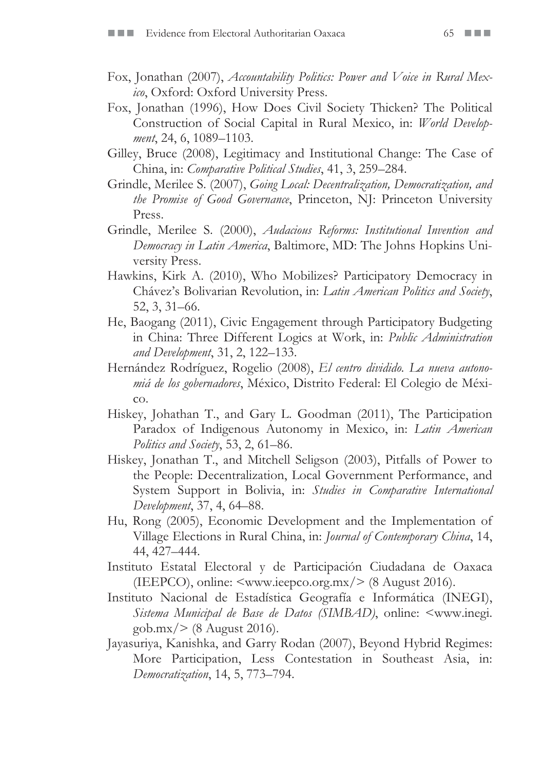Fox, Jonathan (2007), *Accountability Politics: Power and Voice in Rural Mexico*, Oxford: Oxford University Press.

Fox, Jonathan (1996), How Does Civil Society Thicken? The Political Construction of Social Capital in Rural Mexico, in: *World Development*, 24, 6, 1089–1103.

Gilley, Bruce (2008), Legitimacy and Institutional Change: The Case of China, in: *Comparative Political Studies*, 41, 3, 259–284.

Grindle, Merilee S. (2007), *Going Local: Decentralization, Democratization, and the Promise of Good Governance*, Princeton, NJ: Princeton University Press.

Grindle, Merilee S. (2000), *Audacious Reforms: Institutional Invention and Democracy in Latin America*, Baltimore, MD: The Johns Hopkins University Press.

Hawkins, Kirk A. (2010), Who Mobilizes? Participatory Democracy in Chávez's Bolivarian Revolution, in: *Latin American Politics and Society*, 52, 3, 31–66.

He, Baogang (2011), Civic Engagement through Participatory Budgeting in China: Three Different Logics at Work, in: *Public Administration and Development*, 31, 2, 122–133.

Hernández Rodríguez, Rogelio (2008), *El centro dividido. La nueva autonomiá de los gobernadores*, México, Distrito Federal: El Colegio de México.

Hiskey, Johathan T., and Gary L. Goodman (2011), The Participation Paradox of Indigenous Autonomy in Mexico, in: *Latin American Politics and Society*, 53, 2, 61–86.

Hiskey, Jonathan T., and Mitchell Seligson (2003), Pitfalls of Power to the People: Decentralization, Local Government Performance, and System Support in Bolivia, in: *Studies in Comparative International Development*, 37, 4, 64–88.

Hu, Rong (2005), Economic Development and the Implementation of Village Elections in Rural China, in: *Journal of Contemporary China*, 14, 44, 427–444.

Instituto Estatal Electoral y de Participación Ciudadana de Oaxaca (IEEPCO), online: <www.ieepco.org.mx/> (8 August 2016).

Instituto Nacional de Estadística Geografía e Informática (INEGI), *Sistema Municipal de Base de Datos (SIMBAD)*, online: <www.inegi.gob.mx/> (8 August 2016).

Jayasuriya, Kanishka, and Garry Rodan (2007), Beyond Hybrid Regimes: More Participation, Less Contestation in Southeast Asia, in: *Democratization*, 14, 5, 773–794.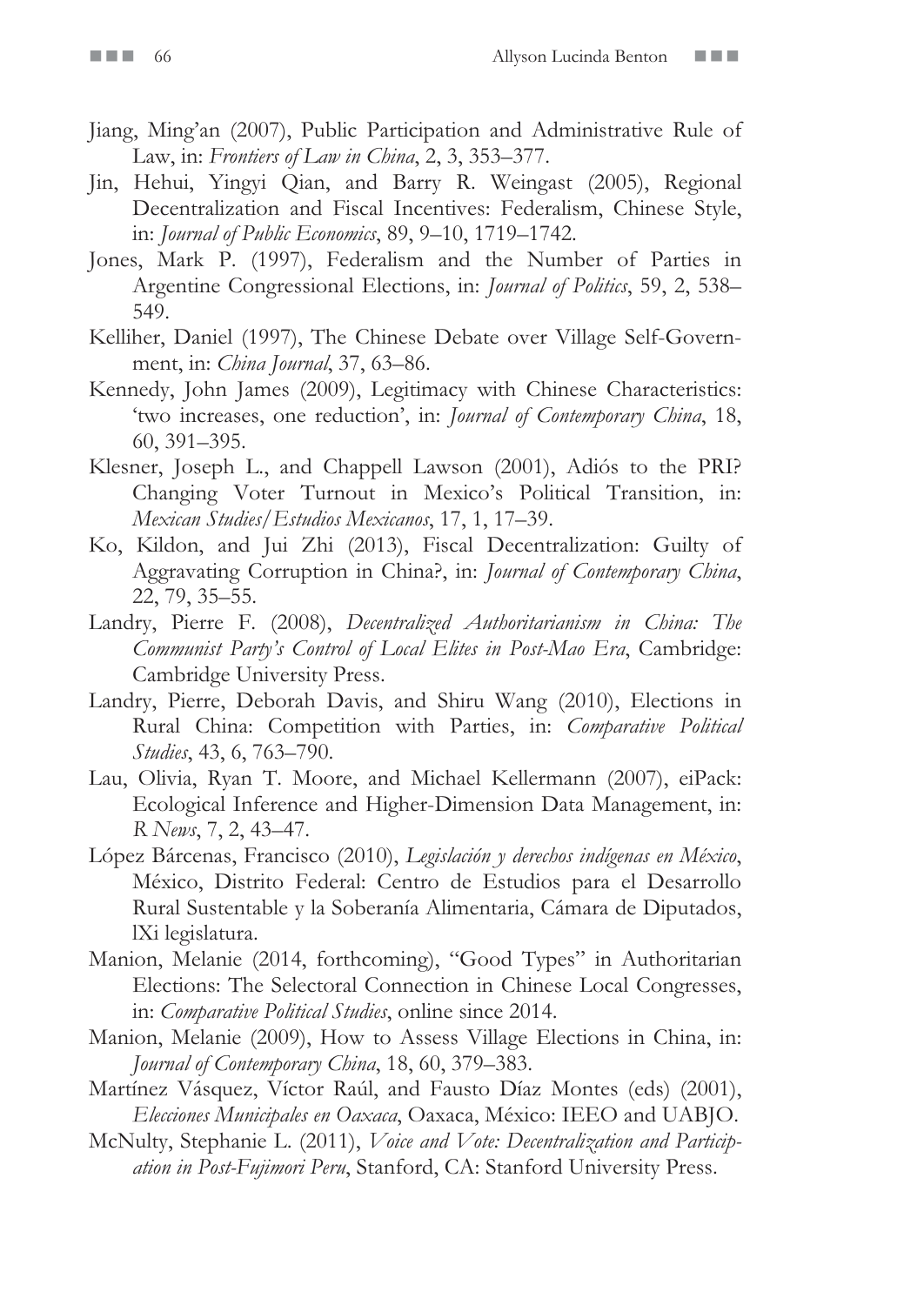Jiang, Ming'an (2007), Public Participation and Administrative Rule of Law, in: *Frontiers of Law in China*, 2, 3, 353–377.

Jin, Hehui, Yingyi Qian, and Barry R. Weingast (2005), Regional Decentralization and Fiscal Incentives: Federalism, Chinese Style, in: *Journal of Public Economics*, 89, 9–10, 1719–1742.

Jones, Mark P. (1997), Federalism and the Number of Parties in Argentine Congressional Elections, in: *Journal of Politics*, 59, 2, 538–549.

Kelliher, Daniel (1997), The Chinese Debate over Village Self-Government, in: *China Journal*, 37, 63–86.

Kennedy, John James (2009), Legitimacy with Chinese Characteristics: 'two increases, one reduction', in: *Journal of Contemporary China*, 18, 60, 391–395.

Klesner, Joseph L., and Chappell Lawson (2001), Adiós to the PRI? Changing Voter Turnout in Mexico's Political Transition, in: *Mexican Studies/Estudios Mexicanos*, 17, 1, 17–39.

Ko, Kildon, and Jui Zhi (2013), Fiscal Decentralization: Guilty of Aggravating Corruption in China?, in: *Journal of Contemporary China*, 22, 79, 35–55.

Landry, Pierre F. (2008), *Decentralized Authoritarianism in China: The Communist Party's Control of Local Elites in Post-Mao Era*, Cambridge: Cambridge University Press.

Landry, Pierre, Deborah Davis, and Shiru Wang (2010), Elections in Rural China: Competition with Parties, in: *Comparative Political Studies*, 43, 6, 763–790.

Lau, Olivia, Ryan T. Moore, and Michael Kellermann (2007), eiPack: Ecological Inference and Higher-Dimension Data Management, in: *R News*, 7, 2, 43–47.

López Bárcenas, Francisco (2010), *Legislación y derechos indígenas en México*, México, Distrito Federal: Centro de Estudios para el Desarrollo Rural Sustentable y la Soberanía Alimentaria, Cámara de Diputados, lXi legislatura.

Manion, Melanie (2014, forthcoming), "Good Types" in Authoritarian Elections: The Selectoral Connection in Chinese Local Congresses, in: *Comparative Political Studies*, online since 2014.

Manion, Melanie (2009), How to Assess Village Elections in China, in: *Journal of Contemporary China*, 18, 60, 379–383.

Martínez Vásquez, Víctor Raúl, and Fausto Díaz Montes (eds) (2001), *Elecciones Municipales en Oaxaca*, Oaxaca, México: IEEO and UABJO.

McNulty, Stephanie L. (2011), *Voice and Vote: Decentralization and Participation in Post-Fujimori Peru*, Stanford, CA: Stanford University Press.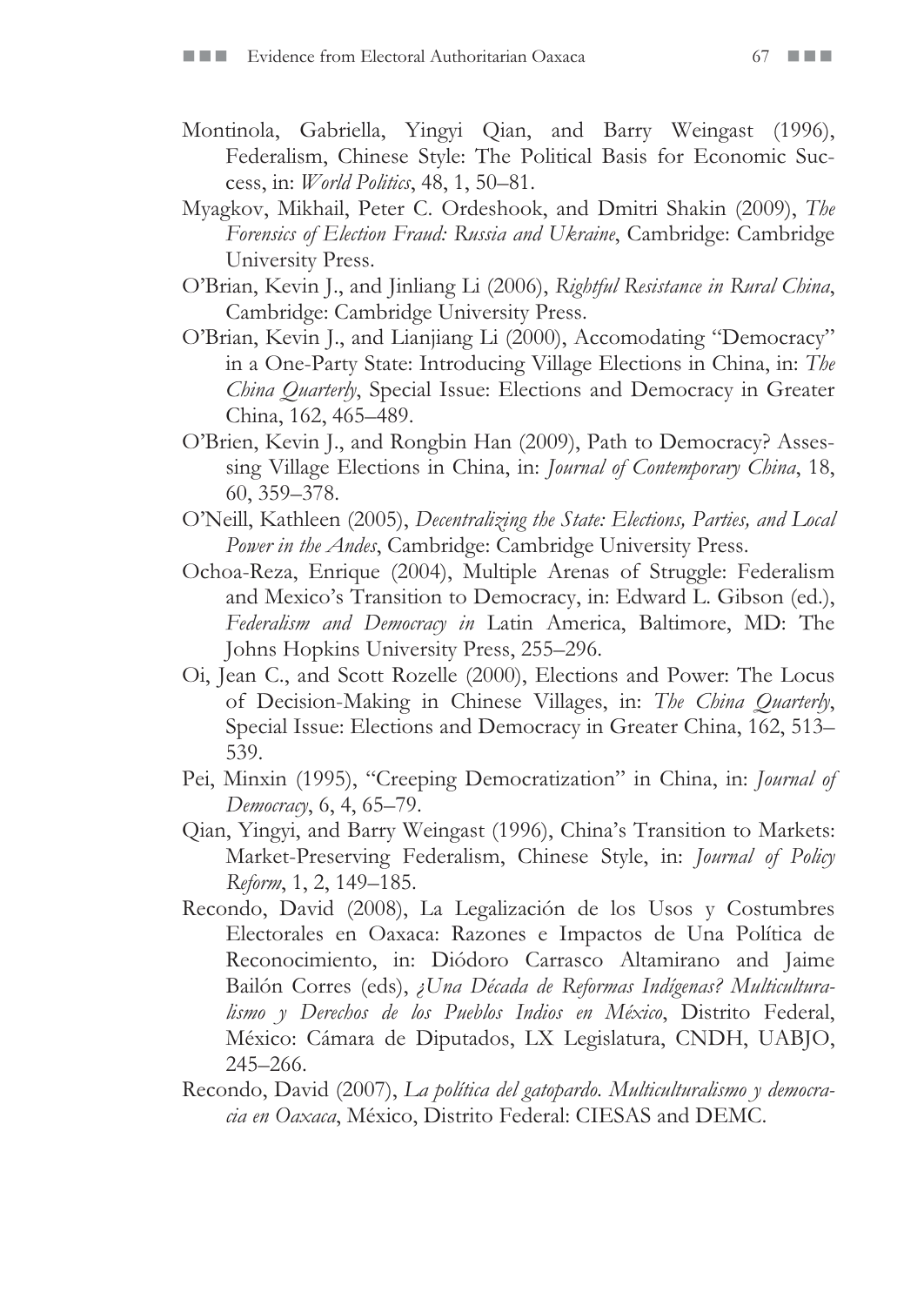Montinola, Gabriella, Yingyi Qian, and Barry Weingast (1996), Federalism, Chinese Style: The Political Basis for Economic Success, in: *World Politics*, 48, 1, 50–81.

Myagkov, Mikhail, Peter C. Ordeshook, and Dmitri Shakin (2009), *The Forensics of Election Fraud: Russia and Ukraine*, Cambridge: Cambridge University Press.

O'Brian, Kevin J., and Jinliang Li (2006), *Rightful Resistance in Rural China*, Cambridge: Cambridge University Press.

O'Brian, Kevin J., and Lianjiang Li (2000), Accomodating "Democracy" in a One-Party State: Introducing Village Elections in China, in: *The China Quarterly*, Special Issue: Elections and Democracy in Greater China, 162, 465–489.

O'Brien, Kevin J., and Rongbin Han (2009), Path to Democracy? Assessing Village Elections in China, in: *Journal of Contemporary China*, 18, 60, 359–378.

O'Neill, Kathleen (2005), *Decentralizing the State: Elections, Parties, and Local Power in the Andes*, Cambridge: Cambridge University Press.

Ochoa-Reza, Enrique (2004), Multiple Arenas of Struggle: Federalism and Mexico's Transition to Democracy, in: Edward L. Gibson (ed.), *Federalism and Democracy in* Latin America, Baltimore, MD: The Johns Hopkins University Press, 255–296.

Oi, Jean C., and Scott Rozelle (2000), Elections and Power: The Locus of Decision-Making in Chinese Villages, in: *The China Quarterly*, Special Issue: Elections and Democracy in Greater China, 162, 513–539.

Pei, Minxin (1995), "Creeping Democratization" in China, in: *Journal of Democracy*, 6, 4, 65–79.

Qian, Yingyi, and Barry Weingast (1996), China's Transition to Markets: Market-Preserving Federalism, Chinese Style, in: *Journal of Policy Reform*, 1, 2, 149–185.

Recondo, David (2008), La Legalización de los Usos y Costumbres Electorales en Oaxaca: Razones e Impactos de Una Política de Reconocimiento, in: Diódoro Carrasco Altamirano and Jaime Bailón Corres (eds), *¿Una Década de Reformas Indígenas? Multiculturalismo y Derechos de los Pueblos Indios en México*, Distrito Federal, México: Cámara de Diputados, LX Legislatura, CNDH, UABJO, 245–266.

Recondo, David (2007), *La política del gatopardo. Multiculturalismo y democracia en Oaxaca*, México, Distrito Federal: CIESAS and DEMC.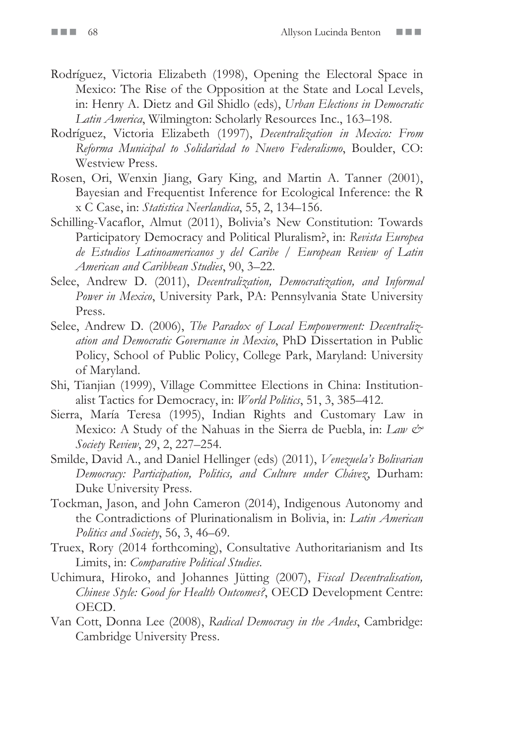Rodríguez, Victoria Elizabeth (1998), Opening the Electoral Space in Mexico: The Rise of the Opposition at the State and Local Levels, in: Henry A. Dietz and Gil Shidlo (eds), *Urban Elections in Democratic Latin America*, Wilmington: Scholarly Resources Inc., 163–198.

Rodríguez, Victoria Elizabeth (1997), *Decentralization in Mexico: From Reforma Municipal to Solidaridad to Nuevo Federalismo*, Boulder, CO: Westview Press.

Rosen, Ori, Wenxin Jiang, Gary King, and Martin A. Tanner (2001), Bayesian and Frequentist Inference for Ecological Inference: the R x C Case, in: *Statistica Neerlandica*, 55, 2, 134–156.

Schilling-Vacaflor, Almut (2011), Bolivia's New Constitution: Towards Participatory Democracy and Political Pluralism?, in: *Revista Europea de Estudios Latinoamericanos y del Caribe / European Review of Latin American and Caribbean Studies*, 90, 3–22.

Selee, Andrew D. (2011), *Decentralization, Democratization, and Informal Power in Mexico*, University Park, PA: Pennsylvania State University Press.

Selee, Andrew D. (2006), *The Paradox of Local Empowerment: Decentralization and Democratic Governance in Mexico*, PhD Dissertation in Public Policy, School of Public Policy, College Park, Maryland: University of Maryland.

Shi, Tianjian (1999), Village Committee Elections in China: Institutionalist Tactics for Democracy, in: *World Politics*, 51, 3, 385–412.

Sierra, María Teresa (1995), Indian Rights and Customary Law in Mexico: A Study of the Nahuas in the Sierra de Puebla, in: *Law & Society Review*, 29, 2, 227–254.

Smilde, David A., and Daniel Hellinger (eds) (2011), *Venezuela's Bolivarian Democracy: Participation, Politics, and Culture under Chávez*, Durham: Duke University Press.

Tockman, Jason, and John Cameron (2014), Indigenous Autonomy and the Contradictions of Plurinationalism in Bolivia, in: *Latin American Politics and Society*, 56, 3, 46–69.

Truex, Rory (2014 forthcoming), Consultative Authoritarianism and Its Limits, in: *Comparative Political Studies*.

Uchimura, Hiroko, and Johannes Jütting (2007), *Fiscal Decentralisation, Chinese Style: Good for Health Outcomes?*, OECD Development Centre: OECD.

Van Cott, Donna Lee (2008), *Radical Democracy in the Andes*, Cambridge: Cambridge University Press.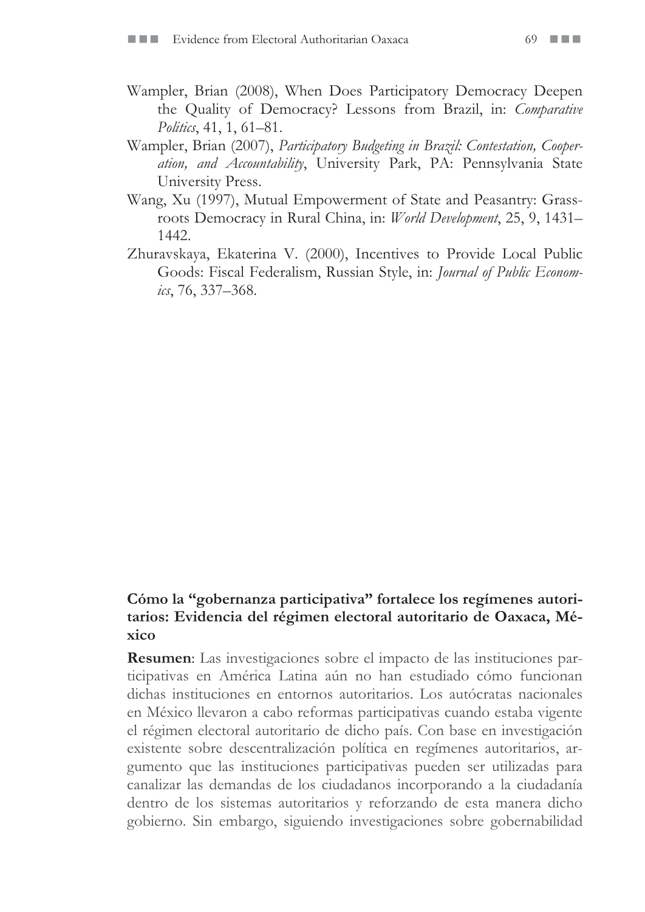Wampler, Brian (2008), When Does Participatory Democracy Deepen the Quality of Democracy? Lessons from Brazil, in: *Comparative Politics*, 41, 1, 61–81.

Wampler, Brian (2007), *Participatory Budgeting in Brazil: Contestation, Cooperation, and Accountability*, University Park, PA: Pennsylvania State University Press.

Wang, Xu (1997), Mutual Empowerment of State and Peasantry: Grassroots Democracy in Rural China, in: *World Development*, 25, 9, 1431–1442.

Zhuravskaya, Ekaterina V. (2000), Incentives to Provide Local Public Goods: Fiscal Federalism, Russian Style, in: *Journal of Public Economics*, 76, 337–368.

**Cómo la "gobernanza participativa" fortalece los regímenes autoritarios: Evidencia del régimen electoral autoritario de Oaxaca, México**

**Resumen**: Las investigaciones sobre el impacto de las instituciones participativas en América Latina aún no han estudiado cómo funcionan dichas instituciones en entornos autoritarios. Los autócratas nacionales en México llevaron a cabo reformas participativas cuando estaba vigente el régimen electoral autoritario de dicho país. Con base en investigación existente sobre descentralización política en regímenes autoritarios, argumento que las instituciones participativas pueden ser utilizadas para canalizar las demandas de los ciudadanos incorporando a la ciudadanía dentro de los sistemas autoritarios y reforzando de esta manera dicho gobierno. Sin embargo, siguiendo investigaciones sobre gobernabilidad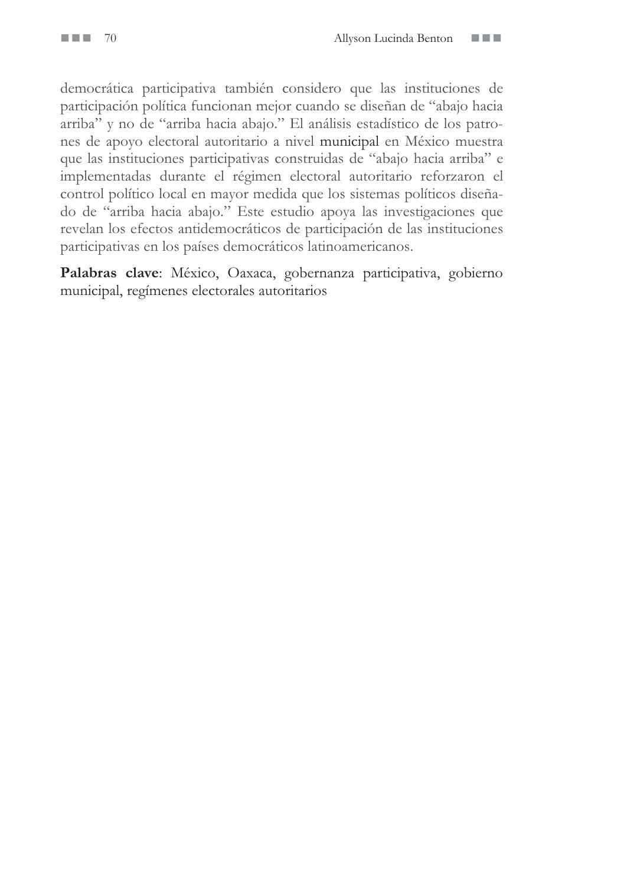democrática participativa también considero que las instituciones de participación política funcionan mejor cuando se diseñan de "abajo hacia arriba" y no de "arriba hacia abajo." El análisis estadístico de los patrones de apoyo electoral autoritario a nivel municipal en México muestra que las instituciones participativas construidas de "abajo hacia arriba" e implementadas durante el régimen electoral autoritario reforzaron el control político local en mayor medida que los sistemas políticos diseñado de "arriba hacia abajo." Este estudio apoya las investigaciones que revelan los efectos antidemocráticos de participación de las instituciones participativas en los países democráticos latinoamericanos.

**Palabras clave**: México, Oaxaca, gobernanza participativa, gobierno municipal, regímenes electorales autoritarios